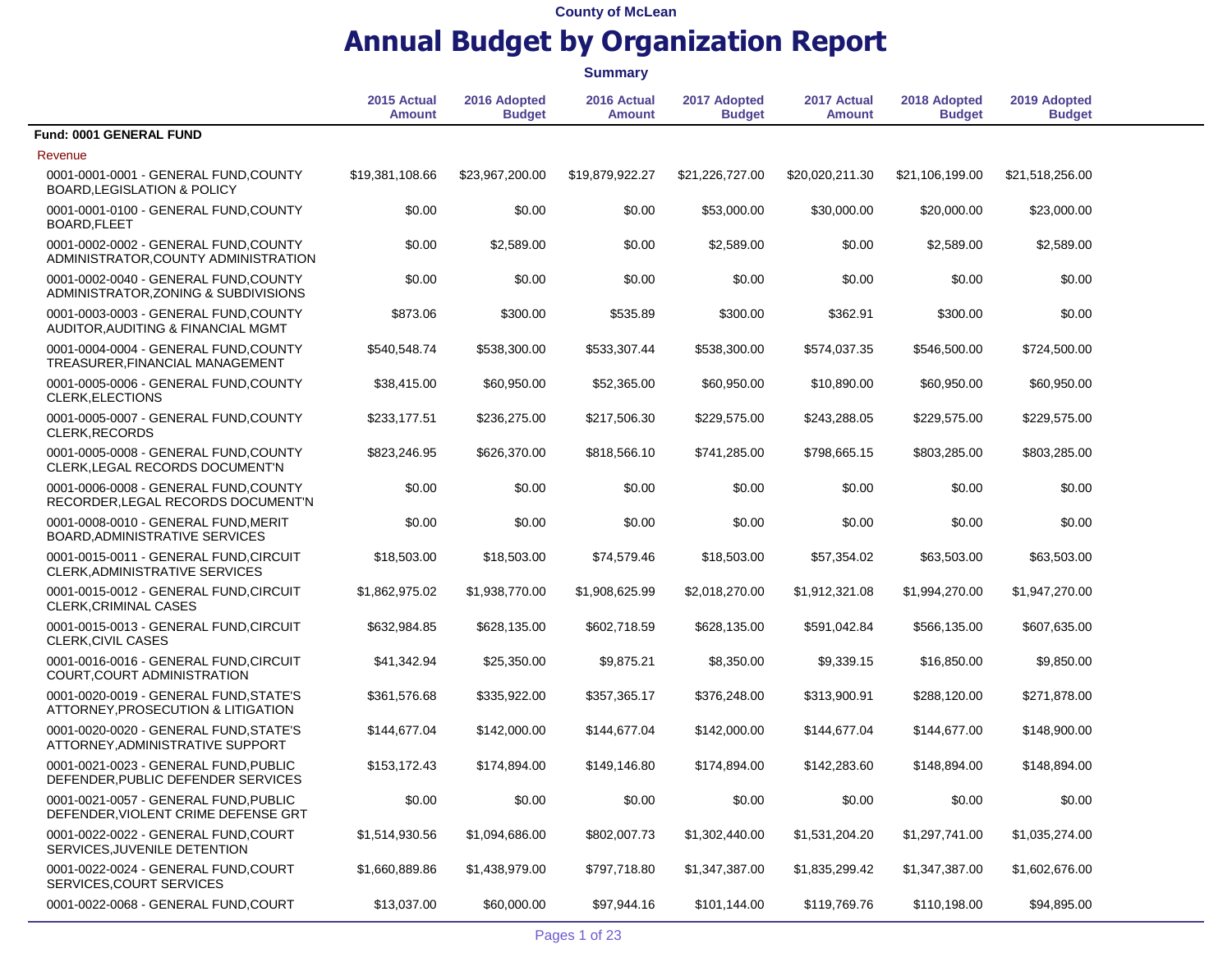County of McLean

# Annual Budget by Organization Report

**Summary**

| | 2015 Actual Amount | 2016 Adopted Budget | 2016 Actual Amount | 2017 Adopted Budget | 2017 Actual Amount | 2018 Adopted Budget | 2019 Adopted Budget |
|---|---|---|---|---|---|---|---|
| **Fund: 0001 GENERAL FUND** | | | | | | | |
| Revenue | | | | | | | |
| 0001-0001-0001 - GENERAL FUND,COUNTY BOARD,LEGISLATION & POLICY | $19,381,108.66 | $23,967,200.00 | $19,879,922.27 | $21,226,727.00 | $20,020,211.30 | $21,106,199.00 | $21,518,256.00 |
| 0001-0001-0100 - GENERAL FUND,COUNTY BOARD,FLEET | $0.00 | $0.00 | $0.00 | $53,000.00 | $30,000.00 | $20,000.00 | $23,000.00 |
| 0001-0002-0002 - GENERAL FUND,COUNTY ADMINISTRATOR,COUNTY ADMINISTRATION | $0.00 | $2,589.00 | $0.00 | $2,589.00 | $0.00 | $2,589.00 | $2,589.00 |
| 0001-0002-0040 - GENERAL FUND,COUNTY ADMINISTRATOR,ZONING & SUBDIVISIONS | $0.00 | $0.00 | $0.00 | $0.00 | $0.00 | $0.00 | $0.00 |
| 0001-0003-0003 - GENERAL FUND,COUNTY AUDITOR,AUDITING & FINANCIAL MGMT | $873.06 | $300.00 | $535.89 | $300.00 | $362.91 | $300.00 | $0.00 |
| 0001-0004-0004 - GENERAL FUND,COUNTY TREASURER,FINANCIAL MANAGEMENT | $540,548.74 | $538,300.00 | $533,307.44 | $538,300.00 | $574,037.35 | $546,500.00 | $724,500.00 |
| 0001-0005-0006 - GENERAL FUND,COUNTY CLERK,ELECTIONS | $38,415.00 | $60,950.00 | $52,365.00 | $60,950.00 | $10,890.00 | $60,950.00 | $60,950.00 |
| 0001-0005-0007 - GENERAL FUND,COUNTY CLERK,RECORDS | $233,177.51 | $236,275.00 | $217,506.30 | $229,575.00 | $243,288.05 | $229,575.00 | $229,575.00 |
| 0001-0005-0008 - GENERAL FUND,COUNTY CLERK,LEGAL RECORDS DOCUMENT'N | $823,246.95 | $626,370.00 | $818,566.10 | $741,285.00 | $798,665.15 | $803,285.00 | $803,285.00 |
| 0001-0006-0008 - GENERAL FUND,COUNTY RECORDER,LEGAL RECORDS DOCUMENT'N | $0.00 | $0.00 | $0.00 | $0.00 | $0.00 | $0.00 | $0.00 |
| 0001-0008-0010 - GENERAL FUND,MERIT BOARD,ADMINISTRATIVE SERVICES | $0.00 | $0.00 | $0.00 | $0.00 | $0.00 | $0.00 | $0.00 |
| 0001-0015-0011 - GENERAL FUND,CIRCUIT CLERK,ADMINISTRATIVE SERVICES | $18,503.00 | $18,503.00 | $74,579.46 | $18,503.00 | $57,354.02 | $63,503.00 | $63,503.00 |
| 0001-0015-0012 - GENERAL FUND,CIRCUIT CLERK,CRIMINAL CASES | $1,862,975.02 | $1,938,770.00 | $1,908,625.99 | $2,018,270.00 | $1,912,321.08 | $1,994,270.00 | $1,947,270.00 |
| 0001-0015-0013 - GENERAL FUND,CIRCUIT CLERK,CIVIL CASES | $632,984.85 | $628,135.00 | $602,718.59 | $628,135.00 | $591,042.84 | $566,135.00 | $607,635.00 |
| 0001-0016-0016 - GENERAL FUND,CIRCUIT COURT,COURT ADMINISTRATION | $41,342.94 | $25,350.00 | $9,875.21 | $8,350.00 | $9,339.15 | $16,850.00 | $9,850.00 |
| 0001-0020-0019 - GENERAL FUND,STATE'S ATTORNEY,PROSECUTION & LITIGATION | $361,576.68 | $335,922.00 | $357,365.17 | $376,248.00 | $313,900.91 | $288,120.00 | $271,878.00 |
| 0001-0020-0020 - GENERAL FUND,STATE'S ATTORNEY,ADMINISTRATIVE SUPPORT | $144,677.04 | $142,000.00 | $144,677.04 | $142,000.00 | $144,677.04 | $144,677.00 | $148,900.00 |
| 0001-0021-0023 - GENERAL FUND,PUBLIC DEFENDER,PUBLIC DEFENDER SERVICES | $153,172.43 | $174,894.00 | $149,146.80 | $174,894.00 | $142,283.60 | $148,894.00 | $148,894.00 |
| 0001-0021-0057 - GENERAL FUND,PUBLIC DEFENDER,VIOLENT CRIME DEFENSE GRT | $0.00 | $0.00 | $0.00 | $0.00 | $0.00 | $0.00 | $0.00 |
| 0001-0022-0022 - GENERAL FUND,COURT SERVICES,JUVENILE DETENTION | $1,514,930.56 | $1,094,686.00 | $802,007.73 | $1,302,440.00 | $1,531,204.20 | $1,297,741.00 | $1,035,274.00 |
| 0001-0022-0024 - GENERAL FUND,COURT SERVICES,COURT SERVICES | $1,660,889.86 | $1,438,979.00 | $797,718.80 | $1,347,387.00 | $1,835,299.42 | $1,347,387.00 | $1,602,676.00 |
| 0001-0022-0068 - GENERAL FUND,COURT | $13,037.00 | $60,000.00 | $97,944.16 | $101,144.00 | $119,769.76 | $110,198.00 | $94,895.00 |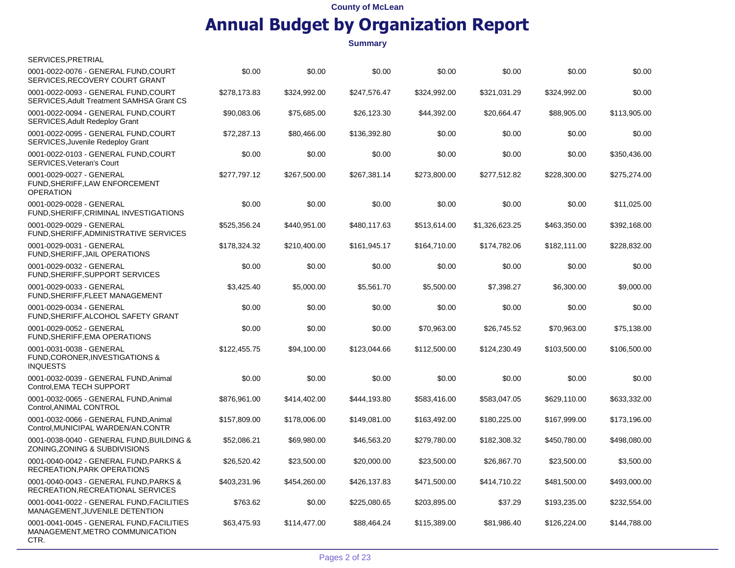County of McLean

# Annual Budget by Organization Report

**Summary**

| | | | | | | | |
|---|---|---|---|---|---|---|---|
| SERVICES,PRETRIAL | | | | | | | |
| 0001-0022-0076 - GENERAL FUND,COURT SERVICES,RECOVERY COURT GRANT | $0.00 | $0.00 | $0.00 | $0.00 | $0.00 | $0.00 | $0.00 |
| 0001-0022-0093 - GENERAL FUND,COURT SERVICES,Adult Treatment SAMHSA Grant CS | $278,173.83 | $324,992.00 | $247,576.47 | $324,992.00 | $321,031.29 | $324,992.00 | $0.00 |
| 0001-0022-0094 - GENERAL FUND,COURT SERVICES,Adult Redeploy Grant | $90,083.06 | $75,685.00 | $26,123.30 | $44,392.00 | $20,664.47 | $88,905.00 | $113,905.00 |
| 0001-0022-0095 - GENERAL FUND,COURT SERVICES,Juvenile Redeploy Grant | $72,287.13 | $80,466.00 | $136,392.80 | $0.00 | $0.00 | $0.00 | $0.00 |
| 0001-0022-0103 - GENERAL FUND,COURT SERVICES,Veteran's Court | $0.00 | $0.00 | $0.00 | $0.00 | $0.00 | $0.00 | $350,436.00 |
| 0001-0029-0027 - GENERAL FUND,SHERIFF,LAW ENFORCEMENT OPERATION | $277,797.12 | $267,500.00 | $267,381.14 | $273,800.00 | $277,512.82 | $228,300.00 | $275,274.00 |
| 0001-0029-0028 - GENERAL FUND,SHERIFF,CRIMINAL INVESTIGATIONS | $0.00 | $0.00 | $0.00 | $0.00 | $0.00 | $0.00 | $11,025.00 |
| 0001-0029-0029 - GENERAL FUND,SHERIFF,ADMINISTRATIVE SERVICES | $525,356.24 | $440,951.00 | $480,117.63 | $513,614.00 | $1,326,623.25 | $463,350.00 | $392,168.00 |
| 0001-0029-0031 - GENERAL FUND,SHERIFF,JAIL OPERATIONS | $178,324.32 | $210,400.00 | $161,945.17 | $164,710.00 | $174,782.06 | $182,111.00 | $228,832.00 |
| 0001-0029-0032 - GENERAL FUND,SHERIFF,SUPPORT SERVICES | $0.00 | $0.00 | $0.00 | $0.00 | $0.00 | $0.00 | $0.00 |
| 0001-0029-0033 - GENERAL FUND,SHERIFF,FLEET MANAGEMENT | $3,425.40 | $5,000.00 | $5,561.70 | $5,500.00 | $7,398.27 | $6,300.00 | $9,000.00 |
| 0001-0029-0034 - GENERAL FUND,SHERIFF,ALCOHOL SAFETY GRANT | $0.00 | $0.00 | $0.00 | $0.00 | $0.00 | $0.00 | $0.00 |
| 0001-0029-0052 - GENERAL FUND,SHERIFF,EMA OPERATIONS | $0.00 | $0.00 | $0.00 | $70,963.00 | $26,745.52 | $70,963.00 | $75,138.00 |
| 0001-0031-0038 - GENERAL FUND,CORONER,INVESTIGATIONS & INQUESTS | $122,455.75 | $94,100.00 | $123,044.66 | $112,500.00 | $124,230.49 | $103,500.00 | $106,500.00 |
| 0001-0032-0039 - GENERAL FUND,Animal Control,EMA TECH SUPPORT | $0.00 | $0.00 | $0.00 | $0.00 | $0.00 | $0.00 | $0.00 |
| 0001-0032-0065 - GENERAL FUND,Animal Control,ANIMAL CONTROL | $876,961.00 | $414,402.00 | $444,193.80 | $583,416.00 | $583,047.05 | $629,110.00 | $633,332.00 |
| 0001-0032-0066 - GENERAL FUND,Animal Control,MUNICIPAL WARDEN/AN.CONTR | $157,809.00 | $178,006.00 | $149,081.00 | $163,492.00 | $180,225.00 | $167,999.00 | $173,196.00 |
| 0001-0038-0040 - GENERAL FUND,BUILDING & ZONING,ZONING & SUBDIVISIONS | $52,086.21 | $69,980.00 | $46,563.20 | $279,780.00 | $182,308.32 | $450,780.00 | $498,080.00 |
| 0001-0040-0042 - GENERAL FUND,PARKS & RECREATION,PARK OPERATIONS | $26,520.42 | $23,500.00 | $20,000.00 | $23,500.00 | $26,867.70 | $23,500.00 | $3,500.00 |
| 0001-0040-0043 - GENERAL FUND,PARKS & RECREATION,RECREATIONAL SERVICES | $403,231.96 | $454,260.00 | $426,137.83 | $471,500.00 | $414,710.22 | $481,500.00 | $493,000.00 |
| 0001-0041-0022 - GENERAL FUND,FACILITIES MANAGEMENT,JUVENILE DETENTION | $763.62 | $0.00 | $225,080.65 | $203,895.00 | $37.29 | $193,235.00 | $232,554.00 |
| 0001-0041-0045 - GENERAL FUND,FACILITIES MANAGEMENT,METRO COMMUNICATION CTR. | $63,475.93 | $114,477.00 | $88,464.24 | $115,389.00 | $81,986.40 | $126,224.00 | $144,788.00 |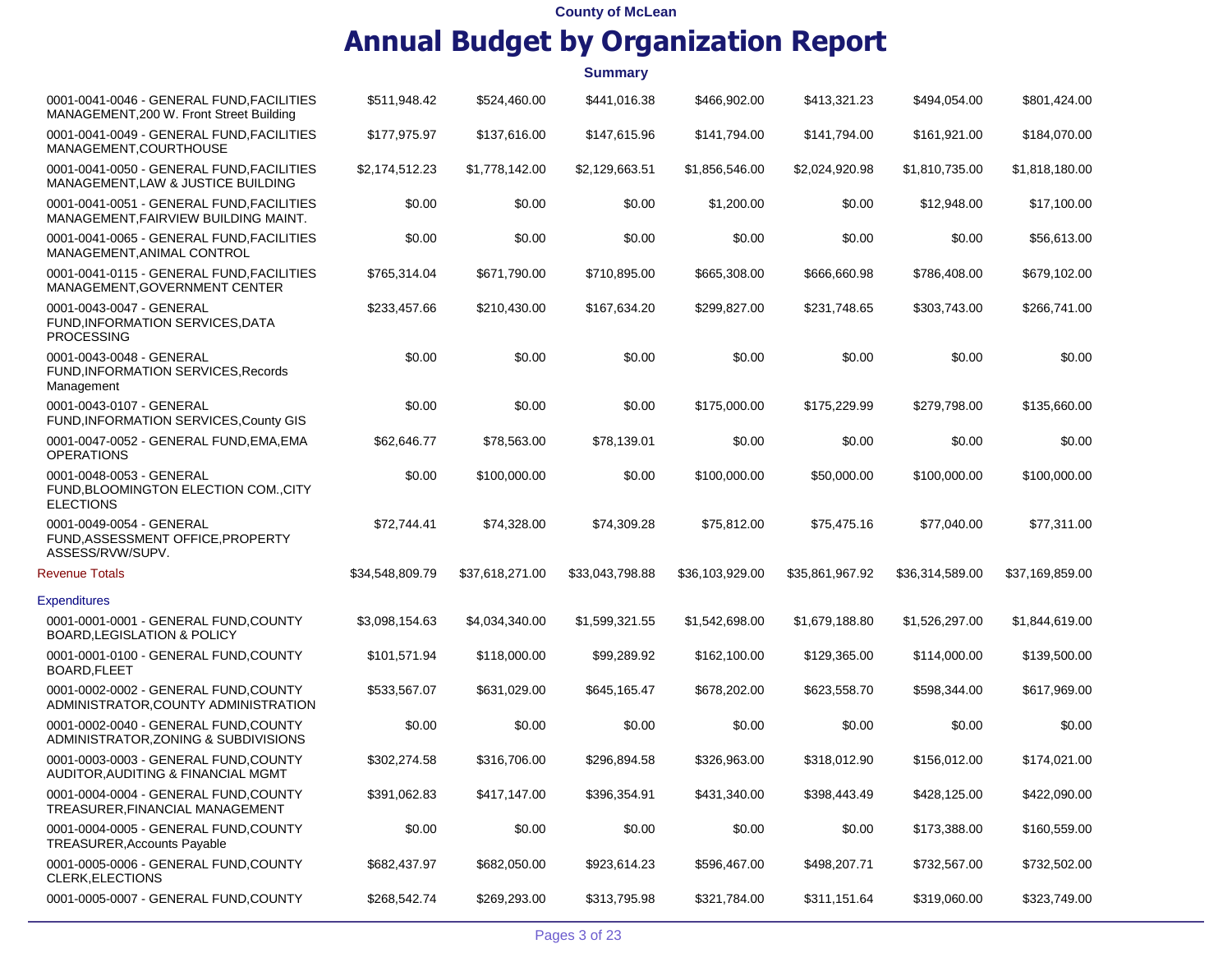County of McLean

# Annual Budget by Organization Report

**Summary**

| | | | | | | | |
|---|---|---|---|---|---|---|---|
| 0001-0041-0046 - GENERAL FUND,FACILITIES MANAGEMENT,200 W. Front Street Building | $511,948.42 | $524,460.00 | $441,016.38 | $466,902.00 | $413,321.23 | $494,054.00 | $801,424.00 |
| 0001-0041-0049 - GENERAL FUND,FACILITIES MANAGEMENT,COURTHOUSE | $177,975.97 | $137,616.00 | $147,615.96 | $141,794.00 | $141,794.00 | $161,921.00 | $184,070.00 |
| 0001-0041-0050 - GENERAL FUND,FACILITIES MANAGEMENT,LAW & JUSTICE BUILDING | $2,174,512.23 | $1,778,142.00 | $2,129,663.51 | $1,856,546.00 | $2,024,920.98 | $1,810,735.00 | $1,818,180.00 |
| 0001-0041-0051 - GENERAL FUND,FACILITIES MANAGEMENT,FAIRVIEW BUILDING MAINT. | $0.00 | $0.00 | $0.00 | $1,200.00 | $0.00 | $12,948.00 | $17,100.00 |
| 0001-0041-0065 - GENERAL FUND,FACILITIES MANAGEMENT,ANIMAL CONTROL | $0.00 | $0.00 | $0.00 | $0.00 | $0.00 | $0.00 | $56,613.00 |
| 0001-0041-0115 - GENERAL FUND,FACILITIES MANAGEMENT,GOVERNMENT CENTER | $765,314.04 | $671,790.00 | $710,895.00 | $665,308.00 | $666,660.98 | $786,408.00 | $679,102.00 |
| 0001-0043-0047 - GENERAL FUND,INFORMATION SERVICES,DATA PROCESSING | $233,457.66 | $210,430.00 | $167,634.20 | $299,827.00 | $231,748.65 | $303,743.00 | $266,741.00 |
| 0001-0043-0048 - GENERAL FUND,INFORMATION SERVICES,Records Management | $0.00 | $0.00 | $0.00 | $0.00 | $0.00 | $0.00 | $0.00 |
| 0001-0043-0107 - GENERAL FUND,INFORMATION SERVICES,County GIS | $0.00 | $0.00 | $0.00 | $175,000.00 | $175,229.99 | $279,798.00 | $135,660.00 |
| 0001-0047-0052 - GENERAL FUND,EMA,EMA OPERATIONS | $62,646.77 | $78,563.00 | $78,139.01 | $0.00 | $0.00 | $0.00 | $0.00 |
| 0001-0048-0053 - GENERAL FUND,BLOOMINGTON ELECTION COM.,CITY ELECTIONS | $0.00 | $100,000.00 | $0.00 | $100,000.00 | $50,000.00 | $100,000.00 | $100,000.00 |
| 0001-0049-0054 - GENERAL FUND,ASSESSMENT OFFICE,PROPERTY ASSESS/RVW/SUPV. | $72,744.41 | $74,328.00 | $74,309.28 | $75,812.00 | $75,475.16 | $77,040.00 | $77,311.00 |
| Revenue Totals | $34,548,809.79 | $37,618,271.00 | $33,043,798.88 | $36,103,929.00 | $35,861,967.92 | $36,314,589.00 | $37,169,859.00 |
| Expenditures | | | | | | | |
| 0001-0001-0001 - GENERAL FUND,COUNTY BOARD,LEGISLATION & POLICY | $3,098,154.63 | $4,034,340.00 | $1,599,321.55 | $1,542,698.00 | $1,679,188.80 | $1,526,297.00 | $1,844,619.00 |
| 0001-0001-0100 - GENERAL FUND,COUNTY BOARD,FLEET | $101,571.94 | $118,000.00 | $99,289.92 | $162,100.00 | $129,365.00 | $114,000.00 | $139,500.00 |
| 0001-0002-0002 - GENERAL FUND,COUNTY ADMINISTRATOR,COUNTY ADMINISTRATION | $533,567.07 | $631,029.00 | $645,165.47 | $678,202.00 | $623,558.70 | $598,344.00 | $617,969.00 |
| 0001-0002-0040 - GENERAL FUND,COUNTY ADMINISTRATOR,ZONING & SUBDIVISIONS | $0.00 | $0.00 | $0.00 | $0.00 | $0.00 | $0.00 | $0.00 |
| 0001-0003-0003 - GENERAL FUND,COUNTY AUDITOR,AUDITING & FINANCIAL MGMT | $302,274.58 | $316,706.00 | $296,894.58 | $326,963.00 | $318,012.90 | $156,012.00 | $174,021.00 |
| 0001-0004-0004 - GENERAL FUND,COUNTY TREASURER,FINANCIAL MANAGEMENT | $391,062.83 | $417,147.00 | $396,354.91 | $431,340.00 | $398,443.49 | $428,125.00 | $422,090.00 |
| 0001-0004-0005 - GENERAL FUND,COUNTY TREASURER,Accounts Payable | $0.00 | $0.00 | $0.00 | $0.00 | $0.00 | $173,388.00 | $160,559.00 |
| 0001-0005-0006 - GENERAL FUND,COUNTY CLERK,ELECTIONS | $682,437.97 | $682,050.00 | $923,614.23 | $596,467.00 | $498,207.71 | $732,567.00 | $732,502.00 |
| 0001-0005-0007 - GENERAL FUND,COUNTY | $268,542.74 | $269,293.00 | $313,795.98 | $321,784.00 | $311,151.64 | $319,060.00 | $323,749.00 |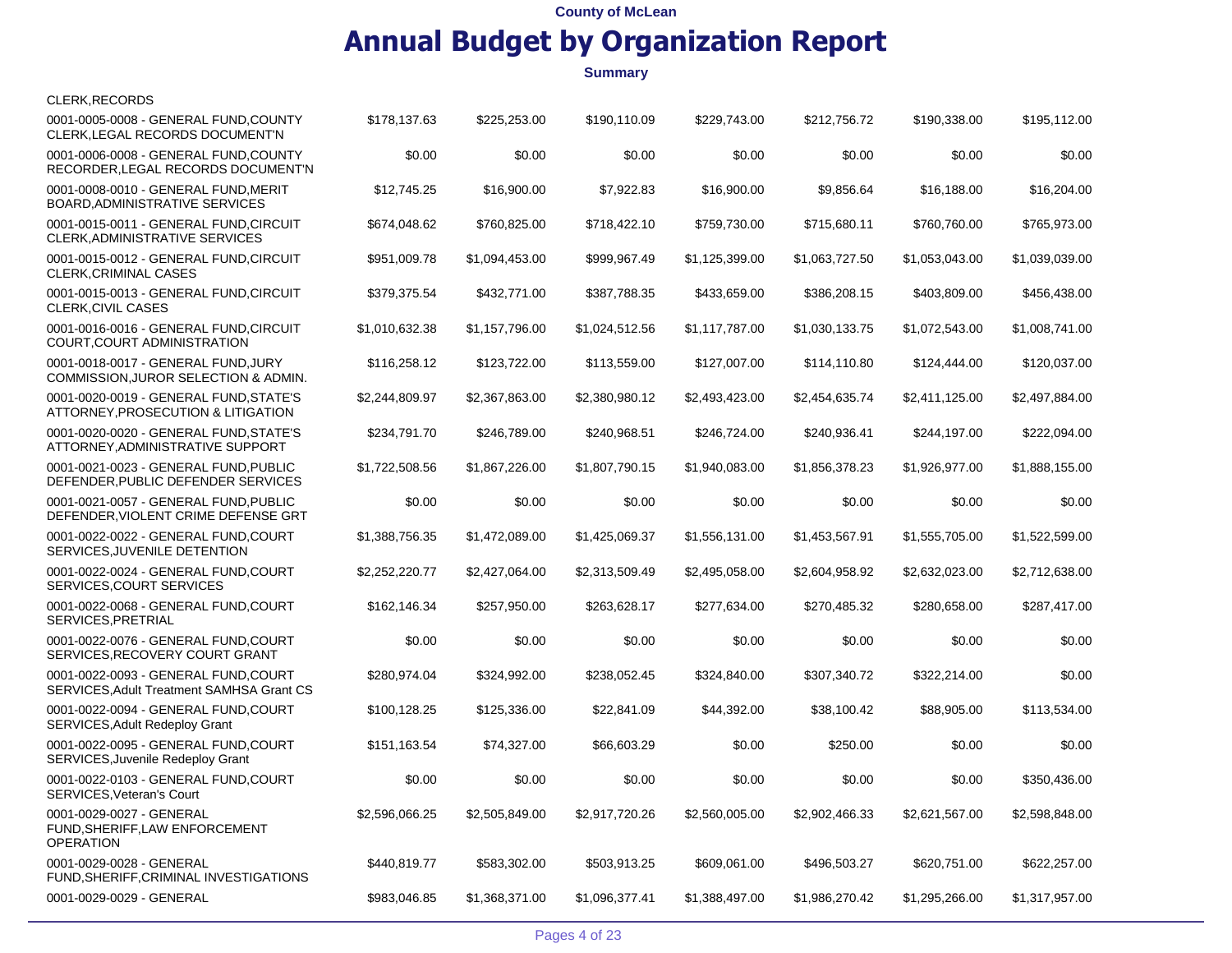# County of McLean

# Annual Budget by Organization Report

**Summary**

| | | | | | | | |
|---|---|---|---|---|---|---|---|
| CLERK,RECORDS | | | | | | | |
| 0001-0005-0008 - GENERAL FUND,COUNTY CLERK,LEGAL RECORDS DOCUMENT'N | $178,137.63 | $225,253.00 | $190,110.09 | $229,743.00 | $212,756.72 | $190,338.00 | $195,112.00 |
| 0001-0006-0008 - GENERAL FUND,COUNTY RECORDER,LEGAL RECORDS DOCUMENT'N | $0.00 | $0.00 | $0.00 | $0.00 | $0.00 | $0.00 | $0.00 |
| 0001-0008-0010 - GENERAL FUND,MERIT BOARD,ADMINISTRATIVE SERVICES | $12,745.25 | $16,900.00 | $7,922.83 | $16,900.00 | $9,856.64 | $16,188.00 | $16,204.00 |
| 0001-0015-0011 - GENERAL FUND,CIRCUIT CLERK,ADMINISTRATIVE SERVICES | $674,048.62 | $760,825.00 | $718,422.10 | $759,730.00 | $715,680.11 | $760,760.00 | $765,973.00 |
| 0001-0015-0012 - GENERAL FUND,CIRCUIT CLERK,CRIMINAL CASES | $951,009.78 | $1,094,453.00 | $999,967.49 | $1,125,399.00 | $1,063,727.50 | $1,053,043.00 | $1,039,039.00 |
| 0001-0015-0013 - GENERAL FUND,CIRCUIT CLERK,CIVIL CASES | $379,375.54 | $432,771.00 | $387,788.35 | $433,659.00 | $386,208.15 | $403,809.00 | $456,438.00 |
| 0001-0016-0016 - GENERAL FUND,CIRCUIT COURT,COURT ADMINISTRATION | $1,010,632.38 | $1,157,796.00 | $1,024,512.56 | $1,117,787.00 | $1,030,133.75 | $1,072,543.00 | $1,008,741.00 |
| 0001-0018-0017 - GENERAL FUND,JURY COMMISSION,JUROR SELECTION & ADMIN. | $116,258.12 | $123,722.00 | $113,559.00 | $127,007.00 | $114,110.80 | $124,444.00 | $120,037.00 |
| 0001-0020-0019 - GENERAL FUND,STATE'S ATTORNEY,PROSECUTION & LITIGATION | $2,244,809.97 | $2,367,863.00 | $2,380,980.12 | $2,493,423.00 | $2,454,635.74 | $2,411,125.00 | $2,497,884.00 |
| 0001-0020-0020 - GENERAL FUND,STATE'S ATTORNEY,ADMINISTRATIVE SUPPORT | $234,791.70 | $246,789.00 | $240,968.51 | $246,724.00 | $240,936.41 | $244,197.00 | $222,094.00 |
| 0001-0021-0023 - GENERAL FUND,PUBLIC DEFENDER,PUBLIC DEFENDER SERVICES | $1,722,508.56 | $1,867,226.00 | $1,807,790.15 | $1,940,083.00 | $1,856,378.23 | $1,926,977.00 | $1,888,155.00 |
| 0001-0021-0057 - GENERAL FUND,PUBLIC DEFENDER,VIOLENT CRIME DEFENSE GRT | $0.00 | $0.00 | $0.00 | $0.00 | $0.00 | $0.00 | $0.00 |
| 0001-0022-0022 - GENERAL FUND,COURT SERVICES,JUVENILE DETENTION | $1,388,756.35 | $1,472,089.00 | $1,425,069.37 | $1,556,131.00 | $1,453,567.91 | $1,555,705.00 | $1,522,599.00 |
| 0001-0022-0024 - GENERAL FUND,COURT SERVICES,COURT SERVICES | $2,252,220.77 | $2,427,064.00 | $2,313,509.49 | $2,495,058.00 | $2,604,958.92 | $2,632,023.00 | $2,712,638.00 |
| 0001-0022-0068 - GENERAL FUND,COURT SERVICES,PRETRIAL | $162,146.34 | $257,950.00 | $263,628.17 | $277,634.00 | $270,485.32 | $280,658.00 | $287,417.00 |
| 0001-0022-0076 - GENERAL FUND,COURT SERVICES,RECOVERY COURT GRANT | $0.00 | $0.00 | $0.00 | $0.00 | $0.00 | $0.00 | $0.00 |
| 0001-0022-0093 - GENERAL FUND,COURT SERVICES,Adult Treatment SAMHSA Grant CS | $280,974.04 | $324,992.00 | $238,052.45 | $324,840.00 | $307,340.72 | $322,214.00 | $0.00 |
| 0001-0022-0094 - GENERAL FUND,COURT SERVICES,Adult Redeploy Grant | $100,128.25 | $125,336.00 | $22,841.09 | $44,392.00 | $38,100.42 | $88,905.00 | $113,534.00 |
| 0001-0022-0095 - GENERAL FUND,COURT SERVICES,Juvenile Redeploy Grant | $151,163.54 | $74,327.00 | $66,603.29 | $0.00 | $250.00 | $0.00 | $0.00 |
| 0001-0022-0103 - GENERAL FUND,COURT SERVICES,Veteran's Court | $0.00 | $0.00 | $0.00 | $0.00 | $0.00 | $0.00 | $350,436.00 |
| 0001-0029-0027 - GENERAL FUND,SHERIFF,LAW ENFORCEMENT OPERATION | $2,596,066.25 | $2,505,849.00 | $2,917,720.26 | $2,560,005.00 | $2,902,466.33 | $2,621,567.00 | $2,598,848.00 |
| 0001-0029-0028 - GENERAL FUND,SHERIFF,CRIMINAL INVESTIGATIONS | $440,819.77 | $583,302.00 | $503,913.25 | $609,061.00 | $496,503.27 | $620,751.00 | $622,257.00 |
| 0001-0029-0029 - GENERAL | $983,046.85 | $1,368,371.00 | $1,096,377.41 | $1,388,497.00 | $1,986,270.42 | $1,295,266.00 | $1,317,957.00 |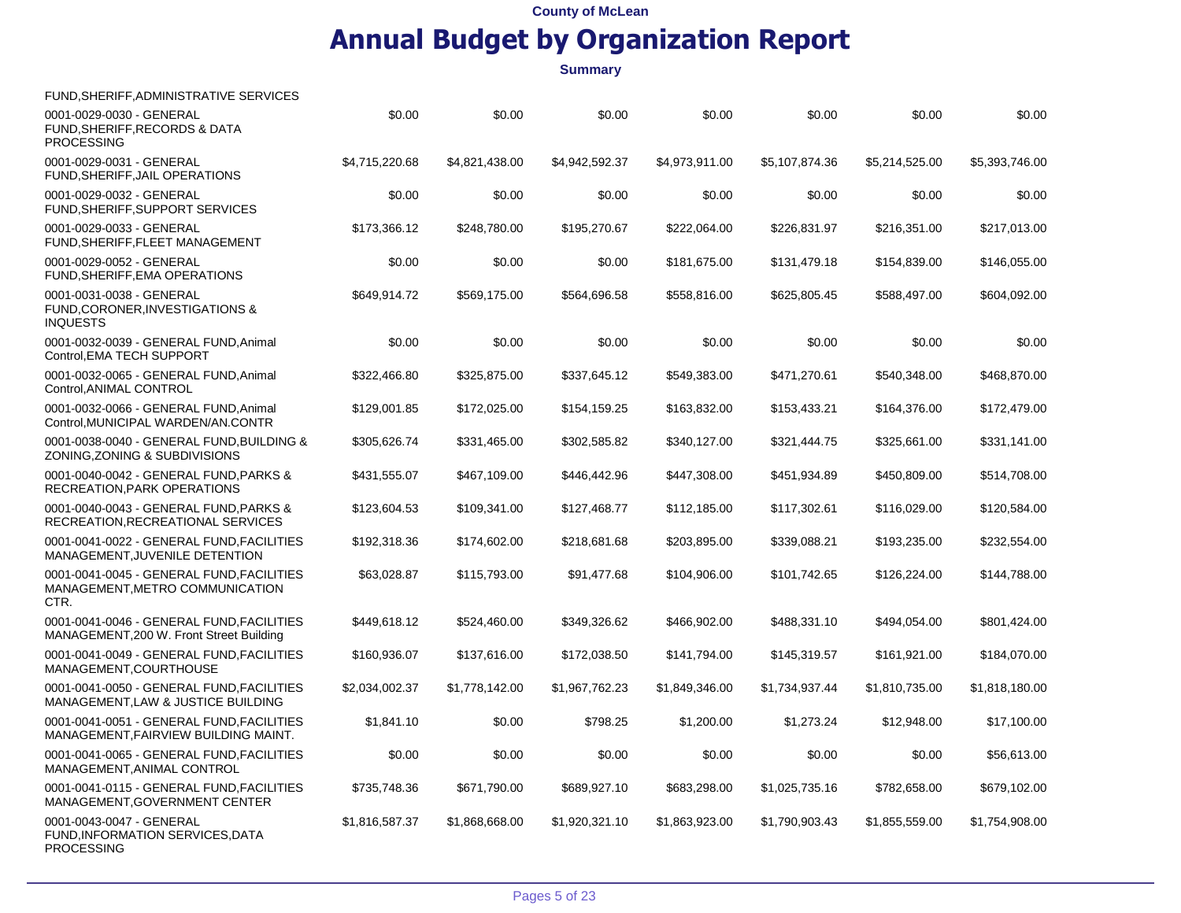County of McLean

# Annual Budget by Organization Report

**Summary**

| | | | | | | | |
|---|---|---|---|---|---|---|---|
| FUND,SHERIFF,ADMINISTRATIVE SERVICES | | | | | | | |
| 0001-0029-0030 - GENERAL FUND,SHERIFF,RECORDS & DATA PROCESSING | $0.00 | $0.00 | $0.00 | $0.00 | $0.00 | $0.00 | $0.00 |
| 0001-0029-0031 - GENERAL FUND,SHERIFF,JAIL OPERATIONS | $4,715,220.68 | $4,821,438.00 | $4,942,592.37 | $4,973,911.00 | $5,107,874.36 | $5,214,525.00 | $5,393,746.00 |
| 0001-0029-0032 - GENERAL FUND,SHERIFF,SUPPORT SERVICES | $0.00 | $0.00 | $0.00 | $0.00 | $0.00 | $0.00 | $0.00 |
| 0001-0029-0033 - GENERAL FUND,SHERIFF,FLEET MANAGEMENT | $173,366.12 | $248,780.00 | $195,270.67 | $222,064.00 | $226,831.97 | $216,351.00 | $217,013.00 |
| 0001-0029-0052 - GENERAL FUND,SHERIFF,EMA OPERATIONS | $0.00 | $0.00 | $0.00 | $181,675.00 | $131,479.18 | $154,839.00 | $146,055.00 |
| 0001-0031-0038 - GENERAL FUND,CORONER,INVESTIGATIONS & INQUESTS | $649,914.72 | $569,175.00 | $564,696.58 | $558,816.00 | $625,805.45 | $588,497.00 | $604,092.00 |
| 0001-0032-0039 - GENERAL FUND,Animal Control,EMA TECH SUPPORT | $0.00 | $0.00 | $0.00 | $0.00 | $0.00 | $0.00 | $0.00 |
| 0001-0032-0065 - GENERAL FUND,Animal Control,ANIMAL CONTROL | $322,466.80 | $325,875.00 | $337,645.12 | $549,383.00 | $471,270.61 | $540,348.00 | $468,870.00 |
| 0001-0032-0066 - GENERAL FUND,Animal Control,MUNICIPAL WARDEN/AN.CONTR | $129,001.85 | $172,025.00 | $154,159.25 | $163,832.00 | $153,433.21 | $164,376.00 | $172,479.00 |
| 0001-0038-0040 - GENERAL FUND,BUILDING & ZONING,ZONING & SUBDIVISIONS | $305,626.74 | $331,465.00 | $302,585.82 | $340,127.00 | $321,444.75 | $325,661.00 | $331,141.00 |
| 0001-0040-0042 - GENERAL FUND,PARKS & RECREATION,PARK OPERATIONS | $431,555.07 | $467,109.00 | $446,442.96 | $447,308.00 | $451,934.89 | $450,809.00 | $514,708.00 |
| 0001-0040-0043 - GENERAL FUND,PARKS & RECREATION,RECREATIONAL SERVICES | $123,604.53 | $109,341.00 | $127,468.77 | $112,185.00 | $117,302.61 | $116,029.00 | $120,584.00 |
| 0001-0041-0022 - GENERAL FUND,FACILITIES MANAGEMENT,JUVENILE DETENTION | $192,318.36 | $174,602.00 | $218,681.68 | $203,895.00 | $339,088.21 | $193,235.00 | $232,554.00 |
| 0001-0041-0045 - GENERAL FUND,FACILITIES MANAGEMENT,METRO COMMUNICATION CTR. | $63,028.87 | $115,793.00 | $91,477.68 | $104,906.00 | $101,742.65 | $126,224.00 | $144,788.00 |
| 0001-0041-0046 - GENERAL FUND,FACILITIES MANAGEMENT,200 W. Front Street Building | $449,618.12 | $524,460.00 | $349,326.62 | $466,902.00 | $488,331.10 | $494,054.00 | $801,424.00 |
| 0001-0041-0049 - GENERAL FUND,FACILITIES MANAGEMENT,COURTHOUSE | $160,936.07 | $137,616.00 | $172,038.50 | $141,794.00 | $145,319.57 | $161,921.00 | $184,070.00 |
| 0001-0041-0050 - GENERAL FUND,FACILITIES MANAGEMENT,LAW & JUSTICE BUILDING | $2,034,002.37 | $1,778,142.00 | $1,967,762.23 | $1,849,346.00 | $1,734,937.44 | $1,810,735.00 | $1,818,180.00 |
| 0001-0041-0051 - GENERAL FUND,FACILITIES MANAGEMENT,FAIRVIEW BUILDING MAINT. | $1,841.10 | $0.00 | $798.25 | $1,200.00 | $1,273.24 | $12,948.00 | $17,100.00 |
| 0001-0041-0065 - GENERAL FUND,FACILITIES MANAGEMENT,ANIMAL CONTROL | $0.00 | $0.00 | $0.00 | $0.00 | $0.00 | $0.00 | $56,613.00 |
| 0001-0041-0115 - GENERAL FUND,FACILITIES MANAGEMENT,GOVERNMENT CENTER | $735,748.36 | $671,790.00 | $689,927.10 | $683,298.00 | $1,025,735.16 | $782,658.00 | $679,102.00 |
| 0001-0043-0047 - GENERAL FUND,INFORMATION SERVICES,DATA PROCESSING | $1,816,587.37 | $1,868,668.00 | $1,920,321.10 | $1,863,923.00 | $1,790,903.43 | $1,855,559.00 | $1,754,908.00 |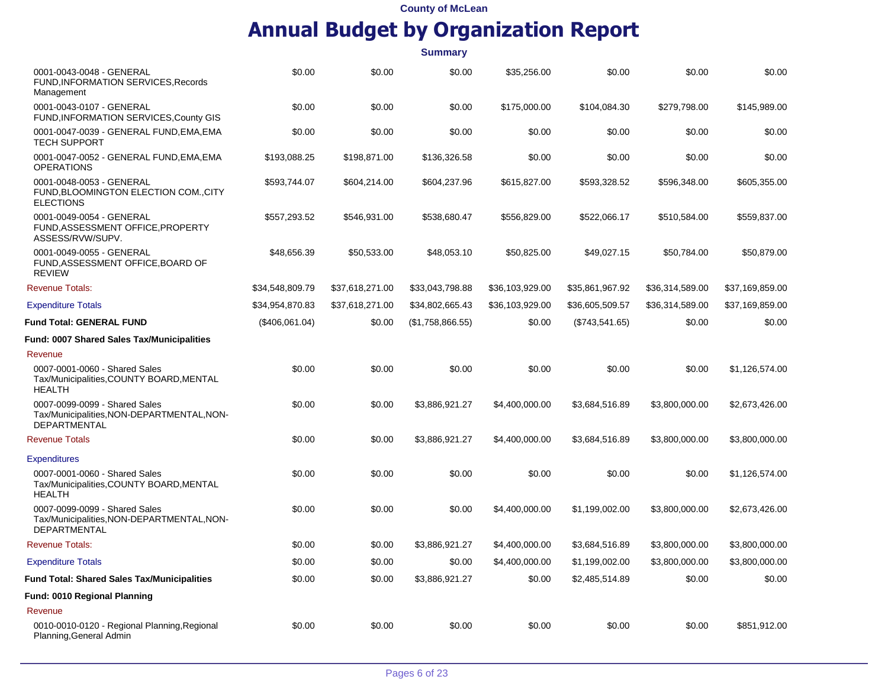County of McLean

# Annual Budget by Organization Report

**Summary**

| | | | | | | | |
|---|---|---|---|---|---|---|---|
| 0001-0043-0048 - GENERAL FUND,INFORMATION SERVICES,Records Management | $0.00 | $0.00 | $0.00 | $35,256.00 | $0.00 | $0.00 | $0.00 |
| 0001-0043-0107 - GENERAL FUND,INFORMATION SERVICES,County GIS | $0.00 | $0.00 | $0.00 | $175,000.00 | $104,084.30 | $279,798.00 | $145,989.00 |
| 0001-0047-0039 - GENERAL FUND,EMA,EMA TECH SUPPORT | $0.00 | $0.00 | $0.00 | $0.00 | $0.00 | $0.00 | $0.00 |
| 0001-0047-0052 - GENERAL FUND,EMA,EMA OPERATIONS | $193,088.25 | $198,871.00 | $136,326.58 | $0.00 | $0.00 | $0.00 | $0.00 |
| 0001-0048-0053 - GENERAL FUND,BLOOMINGTON ELECTION COM.,CITY ELECTIONS | $593,744.07 | $604,214.00 | $604,237.96 | $615,827.00 | $593,328.52 | $596,348.00 | $605,355.00 |
| 0001-0049-0054 - GENERAL FUND,ASSESSMENT OFFICE,PROPERTY ASSESS/RVW/SUPV. | $557,293.52 | $546,931.00 | $538,680.47 | $556,829.00 | $522,066.17 | $510,584.00 | $559,837.00 |
| 0001-0049-0055 - GENERAL FUND,ASSESSMENT OFFICE,BOARD OF REVIEW | $48,656.39 | $50,533.00 | $48,053.10 | $50,825.00 | $49,027.15 | $50,784.00 | $50,879.00 |
| Revenue Totals: | $34,548,809.79 | $37,618,271.00 | $33,043,798.88 | $36,103,929.00 | $35,861,967.92 | $36,314,589.00 | $37,169,859.00 |
| Expenditure Totals | $34,954,870.83 | $37,618,271.00 | $34,802,665.43 | $36,103,929.00 | $36,605,509.57 | $36,314,589.00 | $37,169,859.00 |
| **Fund Total: GENERAL FUND** | ($406,061.04) | $0.00 | ($1,758,866.55) | $0.00 | ($743,541.65) | $0.00 | $0.00 |
| **Fund: 0007 Shared Sales Tax/Municipalities** | | | | | | | |
| Revenue | | | | | | | |
| 0007-0001-0060 - Shared Sales Tax/Municipalities,COUNTY BOARD,MENTAL HEALTH | $0.00 | $0.00 | $0.00 | $0.00 | $0.00 | $0.00 | $1,126,574.00 |
| 0007-0099-0099 - Shared Sales Tax/Municipalities,NON-DEPARTMENTAL,NON-DEPARTMENTAL | $0.00 | $0.00 | $3,886,921.27 | $4,400,000.00 | $3,684,516.89 | $3,800,000.00 | $2,673,426.00 |
| Revenue Totals | $0.00 | $0.00 | $3,886,921.27 | $4,400,000.00 | $3,684,516.89 | $3,800,000.00 | $3,800,000.00 |
| Expenditures | | | | | | | |
| 0007-0001-0060 - Shared Sales Tax/Municipalities,COUNTY BOARD,MENTAL HEALTH | $0.00 | $0.00 | $0.00 | $0.00 | $0.00 | $0.00 | $1,126,574.00 |
| 0007-0099-0099 - Shared Sales Tax/Municipalities,NON-DEPARTMENTAL,NON-DEPARTMENTAL | $0.00 | $0.00 | $0.00 | $4,400,000.00 | $1,199,002.00 | $3,800,000.00 | $2,673,426.00 |
| Revenue Totals: | $0.00 | $0.00 | $3,886,921.27 | $4,400,000.00 | $3,684,516.89 | $3,800,000.00 | $3,800,000.00 |
| Expenditure Totals | $0.00 | $0.00 | $0.00 | $4,400,000.00 | $1,199,002.00 | $3,800,000.00 | $3,800,000.00 |
| **Fund Total: Shared Sales Tax/Municipalities** | $0.00 | $0.00 | $3,886,921.27 | $0.00 | $2,485,514.89 | $0.00 | $0.00 |
| **Fund: 0010 Regional Planning** | | | | | | | |
| Revenue | | | | | | | |
| 0010-0010-0120 - Regional Planning,Regional Planning,General Admin | $0.00 | $0.00 | $0.00 | $0.00 | $0.00 | $0.00 | $851,912.00 |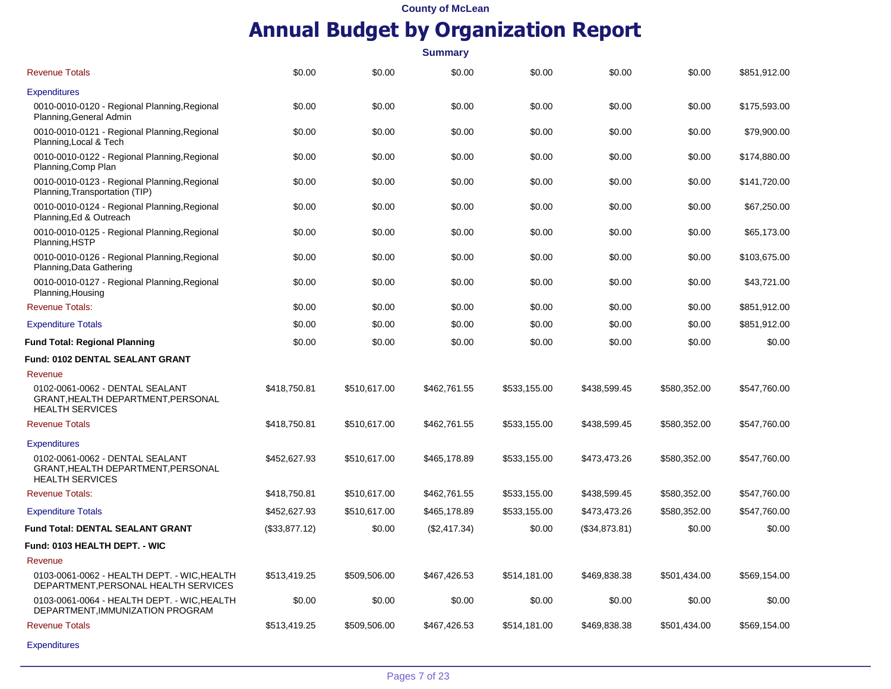County of McLean

# Annual Budget by Organization Report

**Summary**

| | | | | | | | |
|---|---|---|---|---|---|---|---|
| Revenue Totals | $0.00 | $0.00 | $0.00 | $0.00 | $0.00 | $0.00 | $851,912.00 |
| Expenditures | | | | | | | |
| 0010-0010-0120 - Regional Planning,Regional Planning,General Admin | $0.00 | $0.00 | $0.00 | $0.00 | $0.00 | $0.00 | $175,593.00 |
| 0010-0010-0121 - Regional Planning,Regional Planning,Local & Tech | $0.00 | $0.00 | $0.00 | $0.00 | $0.00 | $0.00 | $79,900.00 |
| 0010-0010-0122 - Regional Planning,Regional Planning,Comp Plan | $0.00 | $0.00 | $0.00 | $0.00 | $0.00 | $0.00 | $174,880.00 |
| 0010-0010-0123 - Regional Planning,Regional Planning,Transportation (TIP) | $0.00 | $0.00 | $0.00 | $0.00 | $0.00 | $0.00 | $141,720.00 |
| 0010-0010-0124 - Regional Planning,Regional Planning,Ed & Outreach | $0.00 | $0.00 | $0.00 | $0.00 | $0.00 | $0.00 | $67,250.00 |
| 0010-0010-0125 - Regional Planning,Regional Planning,HSTP | $0.00 | $0.00 | $0.00 | $0.00 | $0.00 | $0.00 | $65,173.00 |
| 0010-0010-0126 - Regional Planning,Regional Planning,Data Gathering | $0.00 | $0.00 | $0.00 | $0.00 | $0.00 | $0.00 | $103,675.00 |
| 0010-0010-0127 - Regional Planning,Regional Planning,Housing | $0.00 | $0.00 | $0.00 | $0.00 | $0.00 | $0.00 | $43,721.00 |
| Revenue Totals: | $0.00 | $0.00 | $0.00 | $0.00 | $0.00 | $0.00 | $851,912.00 |
| Expenditure Totals | $0.00 | $0.00 | $0.00 | $0.00 | $0.00 | $0.00 | $851,912.00 |
| **Fund Total: Regional Planning** | $0.00 | $0.00 | $0.00 | $0.00 | $0.00 | $0.00 | $0.00 |
| **Fund: 0102 DENTAL SEALANT GRANT** | | | | | | | |
| Revenue | | | | | | | |
| 0102-0061-0062 - DENTAL SEALANT GRANT,HEALTH DEPARTMENT,PERSONAL HEALTH SERVICES | $418,750.81 | $510,617.00 | $462,761.55 | $533,155.00 | $438,599.45 | $580,352.00 | $547,760.00 |
| Revenue Totals | $418,750.81 | $510,617.00 | $462,761.55 | $533,155.00 | $438,599.45 | $580,352.00 | $547,760.00 |
| Expenditures | | | | | | | |
| 0102-0061-0062 - DENTAL SEALANT GRANT,HEALTH DEPARTMENT,PERSONAL HEALTH SERVICES | $452,627.93 | $510,617.00 | $465,178.89 | $533,155.00 | $473,473.26 | $580,352.00 | $547,760.00 |
| Revenue Totals: | $418,750.81 | $510,617.00 | $462,761.55 | $533,155.00 | $438,599.45 | $580,352.00 | $547,760.00 |
| Expenditure Totals | $452,627.93 | $510,617.00 | $465,178.89 | $533,155.00 | $473,473.26 | $580,352.00 | $547,760.00 |
| **Fund Total: DENTAL SEALANT GRANT** | ($33,877.12) | $0.00 | ($2,417.34) | $0.00 | ($34,873.81) | $0.00 | $0.00 |
| **Fund: 0103 HEALTH DEPT. - WIC** | | | | | | | |
| Revenue | | | | | | | |
| 0103-0061-0062 - HEALTH DEPT. - WIC,HEALTH DEPARTMENT,PERSONAL HEALTH SERVICES | $513,419.25 | $509,506.00 | $467,426.53 | $514,181.00 | $469,838.38 | $501,434.00 | $569,154.00 |
| 0103-0061-0064 - HEALTH DEPT. - WIC,HEALTH DEPARTMENT,IMMUNIZATION PROGRAM | $0.00 | $0.00 | $0.00 | $0.00 | $0.00 | $0.00 | $0.00 |
| Revenue Totals | $513,419.25 | $509,506.00 | $467,426.53 | $514,181.00 | $469,838.38 | $501,434.00 | $569,154.00 |
| Expenditures | | | | | | | |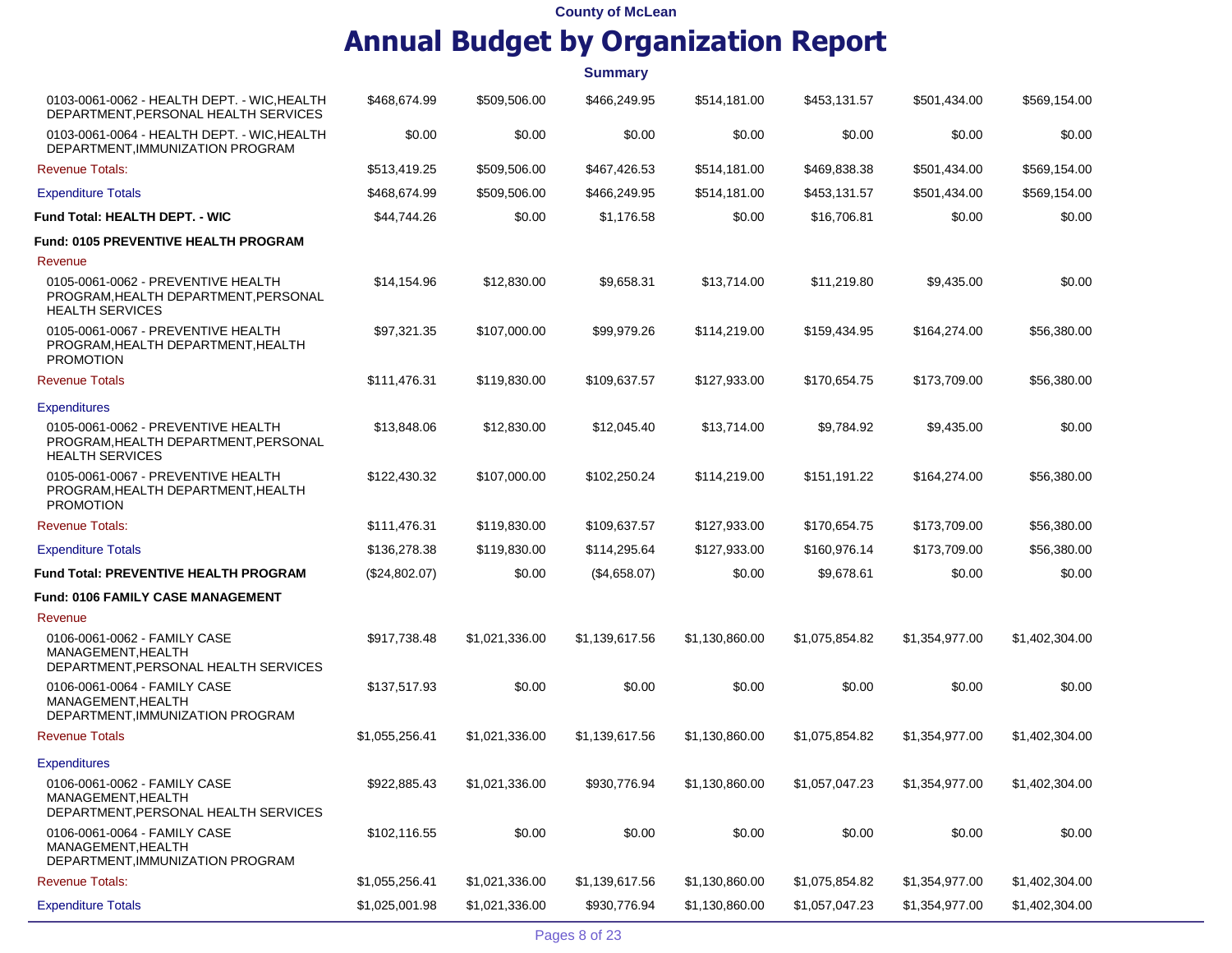County of McLean

# Annual Budget by Organization Report

**Summary**

| | | | | | | | |
|---|---|---|---|---|---|---|---|
| 0103-0061-0062 - HEALTH DEPT. - WIC,HEALTH DEPARTMENT,PERSONAL HEALTH SERVICES | $468,674.99 | $509,506.00 | $466,249.95 | $514,181.00 | $453,131.57 | $501,434.00 | $569,154.00 |
| 0103-0061-0064 - HEALTH DEPT. - WIC,HEALTH DEPARTMENT,IMMUNIZATION PROGRAM | $0.00 | $0.00 | $0.00 | $0.00 | $0.00 | $0.00 | $0.00 |
| Revenue Totals: | $513,419.25 | $509,506.00 | $467,426.53 | $514,181.00 | $469,838.38 | $501,434.00 | $569,154.00 |
| Expenditure Totals | $468,674.99 | $509,506.00 | $466,249.95 | $514,181.00 | $453,131.57 | $501,434.00 | $569,154.00 |
| **Fund Total: HEALTH DEPT. - WIC** | $44,744.26 | $0.00 | $1,176.58 | $0.00 | $16,706.81 | $0.00 | $0.00 |
| **Fund: 0105 PREVENTIVE HEALTH PROGRAM** | | | | | | | |
| Revenue | | | | | | | |
| 0105-0061-0062 - PREVENTIVE HEALTH PROGRAM,HEALTH DEPARTMENT,PERSONAL HEALTH SERVICES | $14,154.96 | $12,830.00 | $9,658.31 | $13,714.00 | $11,219.80 | $9,435.00 | $0.00 |
| 0105-0061-0067 - PREVENTIVE HEALTH PROGRAM,HEALTH DEPARTMENT,HEALTH PROMOTION | $97,321.35 | $107,000.00 | $99,979.26 | $114,219.00 | $159,434.95 | $164,274.00 | $56,380.00 |
| Revenue Totals | $111,476.31 | $119,830.00 | $109,637.57 | $127,933.00 | $170,654.75 | $173,709.00 | $56,380.00 |
| Expenditures | | | | | | | |
| 0105-0061-0062 - PREVENTIVE HEALTH PROGRAM,HEALTH DEPARTMENT,PERSONAL HEALTH SERVICES | $13,848.06 | $12,830.00 | $12,045.40 | $13,714.00 | $9,784.92 | $9,435.00 | $0.00 |
| 0105-0061-0067 - PREVENTIVE HEALTH PROGRAM,HEALTH DEPARTMENT,HEALTH PROMOTION | $122,430.32 | $107,000.00 | $102,250.24 | $114,219.00 | $151,191.22 | $164,274.00 | $56,380.00 |
| Revenue Totals: | $111,476.31 | $119,830.00 | $109,637.57 | $127,933.00 | $170,654.75 | $173,709.00 | $56,380.00 |
| Expenditure Totals | $136,278.38 | $119,830.00 | $114,295.64 | $127,933.00 | $160,976.14 | $173,709.00 | $56,380.00 |
| **Fund Total: PREVENTIVE HEALTH PROGRAM** | ($24,802.07) | $0.00 | ($4,658.07) | $0.00 | $9,678.61 | $0.00 | $0.00 |
| **Fund: 0106 FAMILY CASE MANAGEMENT** | | | | | | | |
| Revenue | | | | | | | |
| 0106-0061-0062 - FAMILY CASE MANAGEMENT,HEALTH DEPARTMENT,PERSONAL HEALTH SERVICES | $917,738.48 | $1,021,336.00 | $1,139,617.56 | $1,130,860.00 | $1,075,854.82 | $1,354,977.00 | $1,402,304.00 |
| 0106-0061-0064 - FAMILY CASE MANAGEMENT,HEALTH DEPARTMENT,IMMUNIZATION PROGRAM | $137,517.93 | $0.00 | $0.00 | $0.00 | $0.00 | $0.00 | $0.00 |
| Revenue Totals | $1,055,256.41 | $1,021,336.00 | $1,139,617.56 | $1,130,860.00 | $1,075,854.82 | $1,354,977.00 | $1,402,304.00 |
| Expenditures | | | | | | | |
| 0106-0061-0062 - FAMILY CASE MANAGEMENT,HEALTH DEPARTMENT,PERSONAL HEALTH SERVICES | $922,885.43 | $1,021,336.00 | $930,776.94 | $1,130,860.00 | $1,057,047.23 | $1,354,977.00 | $1,402,304.00 |
| 0106-0061-0064 - FAMILY CASE MANAGEMENT,HEALTH DEPARTMENT,IMMUNIZATION PROGRAM | $102,116.55 | $0.00 | $0.00 | $0.00 | $0.00 | $0.00 | $0.00 |
| Revenue Totals: | $1,055,256.41 | $1,021,336.00 | $1,139,617.56 | $1,130,860.00 | $1,075,854.82 | $1,354,977.00 | $1,402,304.00 |
| Expenditure Totals | $1,025,001.98 | $1,021,336.00 | $930,776.94 | $1,130,860.00 | $1,057,047.23 | $1,354,977.00 | $1,402,304.00 |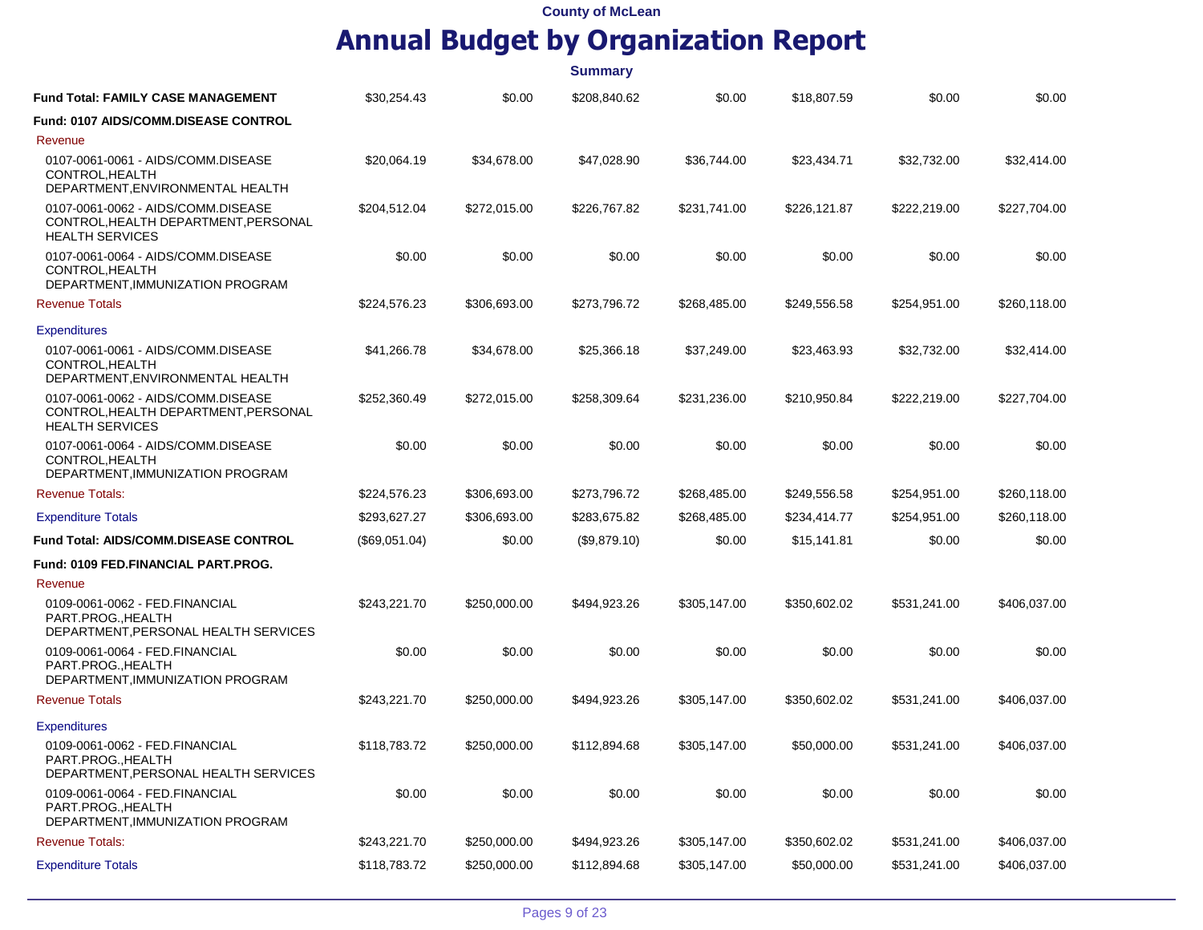County of McLean

# Annual Budget by Organization Report

**Summary**

| | | | | | | | |
|---|---|---|---|---|---|---|---|
| **Fund Total: FAMILY CASE MANAGEMENT** | $30,254.43 | $0.00 | $208,840.62 | $0.00 | $18,807.59 | $0.00 | $0.00 |
| **Fund: 0107 AIDS/COMM.DISEASE CONTROL** | | | | | | | |
| Revenue | | | | | | | |
| 0107-0061-0061 - AIDS/COMM.DISEASE CONTROL,HEALTH DEPARTMENT,ENVIRONMENTAL HEALTH | $20,064.19 | $34,678.00 | $47,028.90 | $36,744.00 | $23,434.71 | $32,732.00 | $32,414.00 |
| 0107-0061-0062 - AIDS/COMM.DISEASE CONTROL,HEALTH DEPARTMENT,PERSONAL HEALTH SERVICES | $204,512.04 | $272,015.00 | $226,767.82 | $231,741.00 | $226,121.87 | $222,219.00 | $227,704.00 |
| 0107-0061-0064 - AIDS/COMM.DISEASE CONTROL,HEALTH DEPARTMENT,IMMUNIZATION PROGRAM | $0.00 | $0.00 | $0.00 | $0.00 | $0.00 | $0.00 | $0.00 |
| Revenue Totals | $224,576.23 | $306,693.00 | $273,796.72 | $268,485.00 | $249,556.58 | $254,951.00 | $260,118.00 |
| Expenditures | | | | | | | |
| 0107-0061-0061 - AIDS/COMM.DISEASE CONTROL,HEALTH DEPARTMENT,ENVIRONMENTAL HEALTH | $41,266.78 | $34,678.00 | $25,366.18 | $37,249.00 | $23,463.93 | $32,732.00 | $32,414.00 |
| 0107-0061-0062 - AIDS/COMM.DISEASE CONTROL,HEALTH DEPARTMENT,PERSONAL HEALTH SERVICES | $252,360.49 | $272,015.00 | $258,309.64 | $231,236.00 | $210,950.84 | $222,219.00 | $227,704.00 |
| 0107-0061-0064 - AIDS/COMM.DISEASE CONTROL,HEALTH DEPARTMENT,IMMUNIZATION PROGRAM | $0.00 | $0.00 | $0.00 | $0.00 | $0.00 | $0.00 | $0.00 |
| Revenue Totals: | $224,576.23 | $306,693.00 | $273,796.72 | $268,485.00 | $249,556.58 | $254,951.00 | $260,118.00 |
| Expenditure Totals | $293,627.27 | $306,693.00 | $283,675.82 | $268,485.00 | $234,414.77 | $254,951.00 | $260,118.00 |
| **Fund Total: AIDS/COMM.DISEASE CONTROL** | ($69,051.04) | $0.00 | ($9,879.10) | $0.00 | $15,141.81 | $0.00 | $0.00 |
| **Fund: 0109 FED.FINANCIAL PART.PROG.** | | | | | | | |
| Revenue | | | | | | | |
| 0109-0061-0062 - FED.FINANCIAL PART.PROG.,HEALTH DEPARTMENT,PERSONAL HEALTH SERVICES | $243,221.70 | $250,000.00 | $494,923.26 | $305,147.00 | $350,602.02 | $531,241.00 | $406,037.00 |
| 0109-0061-0064 - FED.FINANCIAL PART.PROG.,HEALTH DEPARTMENT,IMMUNIZATION PROGRAM | $0.00 | $0.00 | $0.00 | $0.00 | $0.00 | $0.00 | $0.00 |
| Revenue Totals | $243,221.70 | $250,000.00 | $494,923.26 | $305,147.00 | $350,602.02 | $531,241.00 | $406,037.00 |
| Expenditures | | | | | | | |
| 0109-0061-0062 - FED.FINANCIAL PART.PROG.,HEALTH DEPARTMENT,PERSONAL HEALTH SERVICES | $118,783.72 | $250,000.00 | $112,894.68 | $305,147.00 | $50,000.00 | $531,241.00 | $406,037.00 |
| 0109-0061-0064 - FED.FINANCIAL PART.PROG.,HEALTH DEPARTMENT,IMMUNIZATION PROGRAM | $0.00 | $0.00 | $0.00 | $0.00 | $0.00 | $0.00 | $0.00 |
| Revenue Totals: | $243,221.70 | $250,000.00 | $494,923.26 | $305,147.00 | $350,602.02 | $531,241.00 | $406,037.00 |
| Expenditure Totals | $118,783.72 | $250,000.00 | $112,894.68 | $305,147.00 | $50,000.00 | $531,241.00 | $406,037.00 |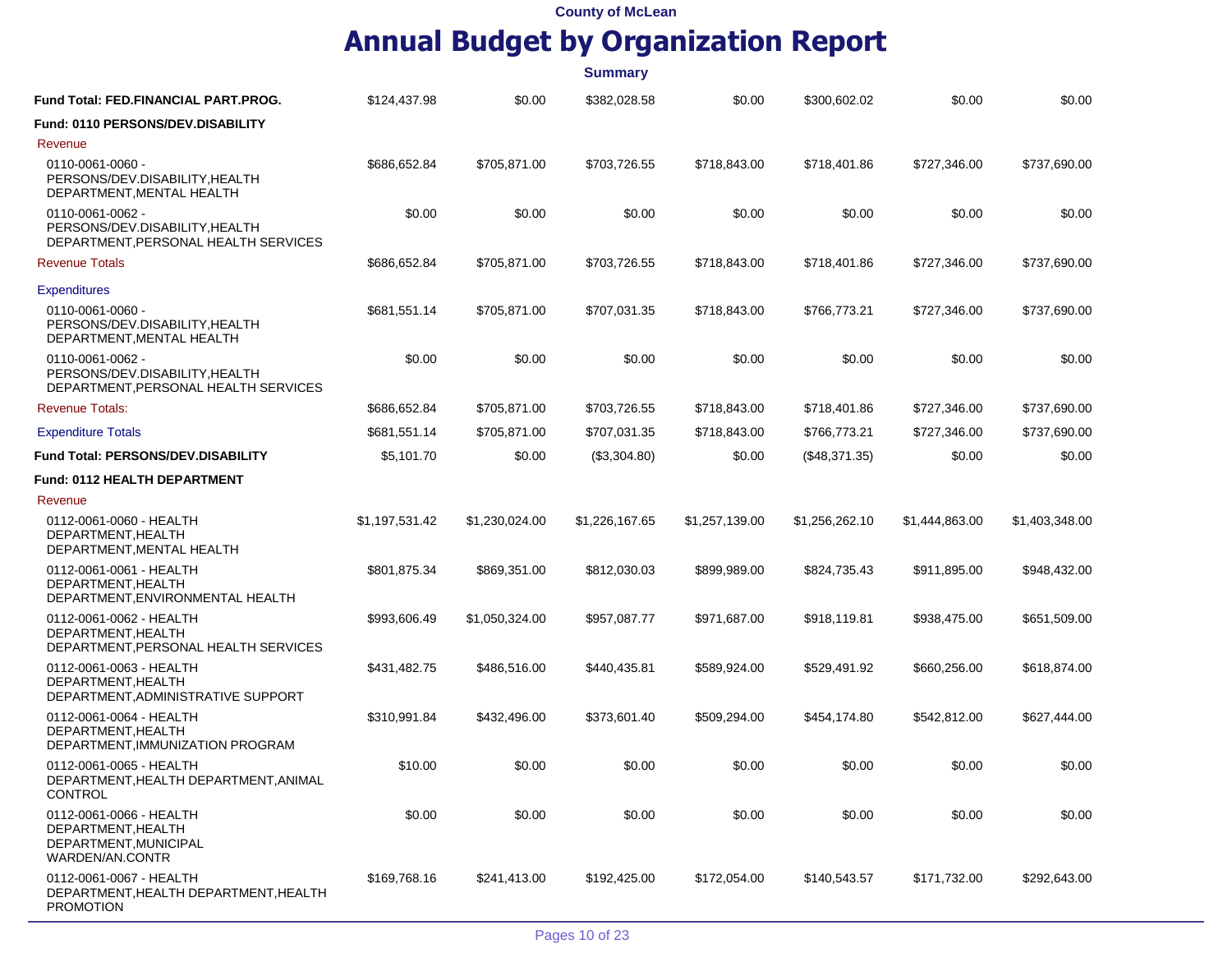County of McLean

# Annual Budget by Organization Report

**Summary**

| | | | | | | | |
|---|---|---|---|---|---|---|---|
| **Fund Total: FED.FINANCIAL PART.PROG.** | $124,437.98 | $0.00 | $382,028.58 | $0.00 | $300,602.02 | $0.00 | $0.00 |
| **Fund: 0110 PERSONS/DEV.DISABILITY** | | | | | | | |
| Revenue | | | | | | | |
| 0110-0061-0060 - PERSONS/DEV.DISABILITY,HEALTH DEPARTMENT,MENTAL HEALTH | $686,652.84 | $705,871.00 | $703,726.55 | $718,843.00 | $718,401.86 | $727,346.00 | $737,690.00 |
| 0110-0061-0062 - PERSONS/DEV.DISABILITY,HEALTH DEPARTMENT,PERSONAL HEALTH SERVICES | $0.00 | $0.00 | $0.00 | $0.00 | $0.00 | $0.00 | $0.00 |
| Revenue Totals | $686,652.84 | $705,871.00 | $703,726.55 | $718,843.00 | $718,401.86 | $727,346.00 | $737,690.00 |
| Expenditures | | | | | | | |
| 0110-0061-0060 - PERSONS/DEV.DISABILITY,HEALTH DEPARTMENT,MENTAL HEALTH | $681,551.14 | $705,871.00 | $707,031.35 | $718,843.00 | $766,773.21 | $727,346.00 | $737,690.00 |
| 0110-0061-0062 - PERSONS/DEV.DISABILITY,HEALTH DEPARTMENT,PERSONAL HEALTH SERVICES | $0.00 | $0.00 | $0.00 | $0.00 | $0.00 | $0.00 | $0.00 |
| Revenue Totals: | $686,652.84 | $705,871.00 | $703,726.55 | $718,843.00 | $718,401.86 | $727,346.00 | $737,690.00 |
| Expenditure Totals | $681,551.14 | $705,871.00 | $707,031.35 | $718,843.00 | $766,773.21 | $727,346.00 | $737,690.00 |
| **Fund Total: PERSONS/DEV.DISABILITY** | $5,101.70 | $0.00 | ($3,304.80) | $0.00 | ($48,371.35) | $0.00 | $0.00 |
| **Fund: 0112 HEALTH DEPARTMENT** | | | | | | | |
| Revenue | | | | | | | |
| 0112-0061-0060 - HEALTH DEPARTMENT,HEALTH DEPARTMENT,MENTAL HEALTH | $1,197,531.42 | $1,230,024.00 | $1,226,167.65 | $1,257,139.00 | $1,256,262.10 | $1,444,863.00 | $1,403,348.00 |
| 0112-0061-0061 - HEALTH DEPARTMENT,HEALTH DEPARTMENT,ENVIRONMENTAL HEALTH | $801,875.34 | $869,351.00 | $812,030.03 | $899,989.00 | $824,735.43 | $911,895.00 | $948,432.00 |
| 0112-0061-0062 - HEALTH DEPARTMENT,HEALTH DEPARTMENT,PERSONAL HEALTH SERVICES | $993,606.49 | $1,050,324.00 | $957,087.77 | $971,687.00 | $918,119.81 | $938,475.00 | $651,509.00 |
| 0112-0061-0063 - HEALTH DEPARTMENT,HEALTH DEPARTMENT,ADMINISTRATIVE SUPPORT | $431,482.75 | $486,516.00 | $440,435.81 | $589,924.00 | $529,491.92 | $660,256.00 | $618,874.00 |
| 0112-0061-0064 - HEALTH DEPARTMENT,HEALTH DEPARTMENT,IMMUNIZATION PROGRAM | $310,991.84 | $432,496.00 | $373,601.40 | $509,294.00 | $454,174.80 | $542,812.00 | $627,444.00 |
| 0112-0061-0065 - HEALTH DEPARTMENT,HEALTH DEPARTMENT,ANIMAL CONTROL | $10.00 | $0.00 | $0.00 | $0.00 | $0.00 | $0.00 | $0.00 |
| 0112-0061-0066 - HEALTH DEPARTMENT,HEALTH DEPARTMENT,MUNICIPAL WARDEN/AN.CONTR | $0.00 | $0.00 | $0.00 | $0.00 | $0.00 | $0.00 | $0.00 |
| 0112-0061-0067 - HEALTH DEPARTMENT,HEALTH DEPARTMENT,HEALTH PROMOTION | $169,768.16 | $241,413.00 | $192,425.00 | $172,054.00 | $140,543.57 | $171,732.00 | $292,643.00 |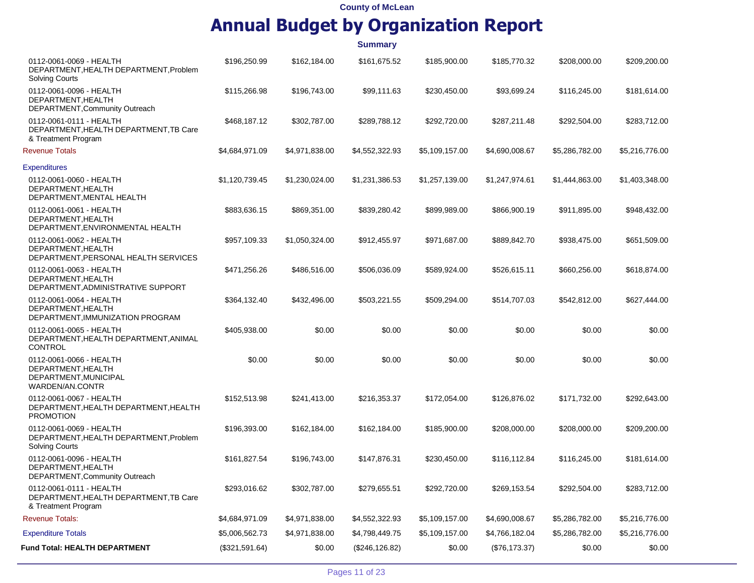County of McLean

# Annual Budget by Organization Report

**Summary**

| | | | | | | | |
|---|---|---|---|---|---|---|---|
| 0112-0061-0069 - HEALTH DEPARTMENT,HEALTH DEPARTMENT,Problem Solving Courts | $196,250.99 | $162,184.00 | $161,675.52 | $185,900.00 | $185,770.32 | $208,000.00 | $209,200.00 |
| 0112-0061-0096 - HEALTH DEPARTMENT,HEALTH DEPARTMENT,Community Outreach | $115,266.98 | $196,743.00 | $99,111.63 | $230,450.00 | $93,699.24 | $116,245.00 | $181,614.00 |
| 0112-0061-0111 - HEALTH DEPARTMENT,HEALTH DEPARTMENT,TB Care & Treatment Program | $468,187.12 | $302,787.00 | $289,788.12 | $292,720.00 | $287,211.48 | $292,504.00 | $283,712.00 |
| Revenue Totals | $4,684,971.09 | $4,971,838.00 | $4,552,322.93 | $5,109,157.00 | $4,690,008.67 | $5,286,782.00 | $5,216,776.00 |
| Expenditures | | | | | | | |
| 0112-0061-0060 - HEALTH DEPARTMENT,HEALTH DEPARTMENT,MENTAL HEALTH | $1,120,739.45 | $1,230,024.00 | $1,231,386.53 | $1,257,139.00 | $1,247,974.61 | $1,444,863.00 | $1,403,348.00 |
| 0112-0061-0061 - HEALTH DEPARTMENT,HEALTH DEPARTMENT,ENVIRONMENTAL HEALTH | $883,636.15 | $869,351.00 | $839,280.42 | $899,989.00 | $866,900.19 | $911,895.00 | $948,432.00 |
| 0112-0061-0062 - HEALTH DEPARTMENT,HEALTH DEPARTMENT,PERSONAL HEALTH SERVICES | $957,109.33 | $1,050,324.00 | $912,455.97 | $971,687.00 | $889,842.70 | $938,475.00 | $651,509.00 |
| 0112-0061-0063 - HEALTH DEPARTMENT,HEALTH DEPARTMENT,ADMINISTRATIVE SUPPORT | $471,256.26 | $486,516.00 | $506,036.09 | $589,924.00 | $526,615.11 | $660,256.00 | $618,874.00 |
| 0112-0061-0064 - HEALTH DEPARTMENT,HEALTH DEPARTMENT,IMMUNIZATION PROGRAM | $364,132.40 | $432,496.00 | $503,221.55 | $509,294.00 | $514,707.03 | $542,812.00 | $627,444.00 |
| 0112-0061-0065 - HEALTH DEPARTMENT,HEALTH DEPARTMENT,ANIMAL CONTROL | $405,938.00 | $0.00 | $0.00 | $0.00 | $0.00 | $0.00 | $0.00 |
| 0112-0061-0066 - HEALTH DEPARTMENT,HEALTH DEPARTMENT,MUNICIPAL WARDEN/AN.CONTR | $0.00 | $0.00 | $0.00 | $0.00 | $0.00 | $0.00 | $0.00 |
| 0112-0061-0067 - HEALTH DEPARTMENT,HEALTH DEPARTMENT,HEALTH PROMOTION | $152,513.98 | $241,413.00 | $216,353.37 | $172,054.00 | $126,876.02 | $171,732.00 | $292,643.00 |
| 0112-0061-0069 - HEALTH DEPARTMENT,HEALTH DEPARTMENT,Problem Solving Courts | $196,393.00 | $162,184.00 | $162,184.00 | $185,900.00 | $208,000.00 | $208,000.00 | $209,200.00 |
| 0112-0061-0096 - HEALTH DEPARTMENT,HEALTH DEPARTMENT,Community Outreach | $161,827.54 | $196,743.00 | $147,876.31 | $230,450.00 | $116,112.84 | $116,245.00 | $181,614.00 |
| 0112-0061-0111 - HEALTH DEPARTMENT,HEALTH DEPARTMENT,TB Care & Treatment Program | $293,016.62 | $302,787.00 | $279,655.51 | $292,720.00 | $269,153.54 | $292,504.00 | $283,712.00 |
| Revenue Totals: | $4,684,971.09 | $4,971,838.00 | $4,552,322.93 | $5,109,157.00 | $4,690,008.67 | $5,286,782.00 | $5,216,776.00 |
| Expenditure Totals | $5,006,562.73 | $4,971,838.00 | $4,798,449.75 | $5,109,157.00 | $4,766,182.04 | $5,286,782.00 | $5,216,776.00 |
| **Fund Total: HEALTH DEPARTMENT** | ($321,591.64) | $0.00 | ($246,126.82) | $0.00 | ($76,173.37) | $0.00 | $0.00 |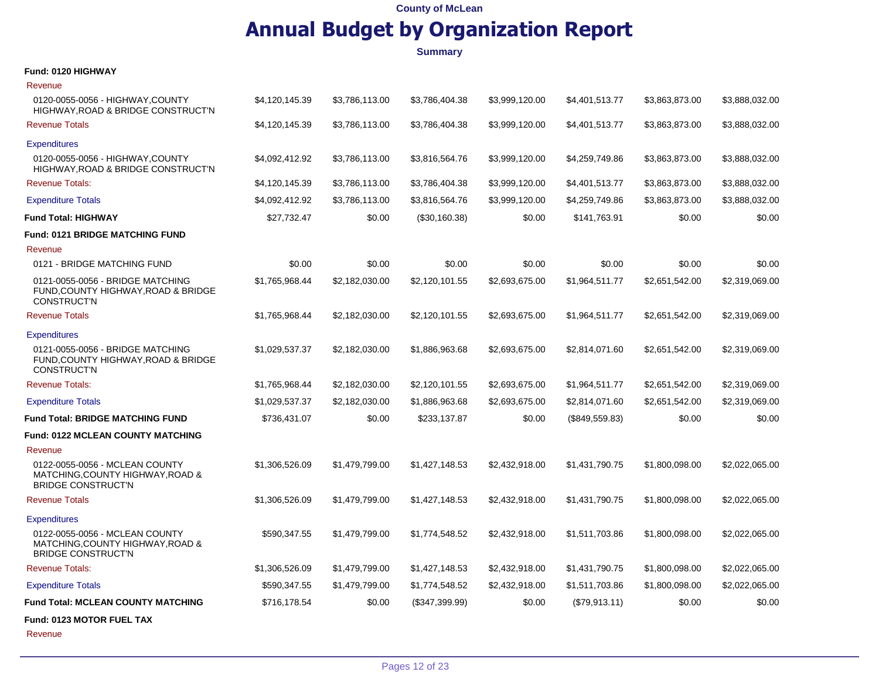County of McLean

# Annual Budget by Organization Report

**Summary**

| | | | | | | | |
|---|---|---|---|---|---|---|---|
| **Fund: 0120 HIGHWAY** | | | | | | | |
| Revenue | | | | | | | |
| 0120-0055-0056 - HIGHWAY,COUNTY HIGHWAY,ROAD & BRIDGE CONSTRUCT'N | $4,120,145.39 | $3,786,113.00 | $3,786,404.38 | $3,999,120.00 | $4,401,513.77 | $3,863,873.00 | $3,888,032.00 |
| Revenue Totals | $4,120,145.39 | $3,786,113.00 | $3,786,404.38 | $3,999,120.00 | $4,401,513.77 | $3,863,873.00 | $3,888,032.00 |
| Expenditures | | | | | | | |
| 0120-0055-0056 - HIGHWAY,COUNTY HIGHWAY,ROAD & BRIDGE CONSTRUCT'N | $4,092,412.92 | $3,786,113.00 | $3,816,564.76 | $3,999,120.00 | $4,259,749.86 | $3,863,873.00 | $3,888,032.00 |
| Revenue Totals: | $4,120,145.39 | $3,786,113.00 | $3,786,404.38 | $3,999,120.00 | $4,401,513.77 | $3,863,873.00 | $3,888,032.00 |
| Expenditure Totals | $4,092,412.92 | $3,786,113.00 | $3,816,564.76 | $3,999,120.00 | $4,259,749.86 | $3,863,873.00 | $3,888,032.00 |
| **Fund Total: HIGHWAY** | $27,732.47 | $0.00 | ($30,160.38) | $0.00 | $141,763.91 | $0.00 | $0.00 |
| **Fund: 0121 BRIDGE MATCHING FUND** | | | | | | | |
| Revenue | | | | | | | |
| 0121 - BRIDGE MATCHING FUND | $0.00 | $0.00 | $0.00 | $0.00 | $0.00 | $0.00 | $0.00 |
| 0121-0055-0056 - BRIDGE MATCHING FUND,COUNTY HIGHWAY,ROAD & BRIDGE CONSTRUCT'N | $1,765,968.44 | $2,182,030.00 | $2,120,101.55 | $2,693,675.00 | $1,964,511.77 | $2,651,542.00 | $2,319,069.00 |
| Revenue Totals | $1,765,968.44 | $2,182,030.00 | $2,120,101.55 | $2,693,675.00 | $1,964,511.77 | $2,651,542.00 | $2,319,069.00 |
| Expenditures | | | | | | | |
| 0121-0055-0056 - BRIDGE MATCHING FUND,COUNTY HIGHWAY,ROAD & BRIDGE CONSTRUCT'N | $1,029,537.37 | $2,182,030.00 | $1,886,963.68 | $2,693,675.00 | $2,814,071.60 | $2,651,542.00 | $2,319,069.00 |
| Revenue Totals: | $1,765,968.44 | $2,182,030.00 | $2,120,101.55 | $2,693,675.00 | $1,964,511.77 | $2,651,542.00 | $2,319,069.00 |
| Expenditure Totals | $1,029,537.37 | $2,182,030.00 | $1,886,963.68 | $2,693,675.00 | $2,814,071.60 | $2,651,542.00 | $2,319,069.00 |
| **Fund Total: BRIDGE MATCHING FUND** | $736,431.07 | $0.00 | $233,137.87 | $0.00 | ($849,559.83) | $0.00 | $0.00 |
| **Fund: 0122 MCLEAN COUNTY MATCHING** | | | | | | | |
| Revenue | | | | | | | |
| 0122-0055-0056 - MCLEAN COUNTY MATCHING,COUNTY HIGHWAY,ROAD & BRIDGE CONSTRUCT'N | $1,306,526.09 | $1,479,799.00 | $1,427,148.53 | $2,432,918.00 | $1,431,790.75 | $1,800,098.00 | $2,022,065.00 |
| Revenue Totals | $1,306,526.09 | $1,479,799.00 | $1,427,148.53 | $2,432,918.00 | $1,431,790.75 | $1,800,098.00 | $2,022,065.00 |
| Expenditures | | | | | | | |
| 0122-0055-0056 - MCLEAN COUNTY MATCHING,COUNTY HIGHWAY,ROAD & BRIDGE CONSTRUCT'N | $590,347.55 | $1,479,799.00 | $1,774,548.52 | $2,432,918.00 | $1,511,703.86 | $1,800,098.00 | $2,022,065.00 |
| Revenue Totals: | $1,306,526.09 | $1,479,799.00 | $1,427,148.53 | $2,432,918.00 | $1,431,790.75 | $1,800,098.00 | $2,022,065.00 |
| Expenditure Totals | $590,347.55 | $1,479,799.00 | $1,774,548.52 | $2,432,918.00 | $1,511,703.86 | $1,800,098.00 | $2,022,065.00 |
| **Fund Total: MCLEAN COUNTY MATCHING** | $716,178.54 | $0.00 | ($347,399.99) | $0.00 | ($79,913.11) | $0.00 | $0.00 |
| **Fund: 0123 MOTOR FUEL TAX** | | | | | | | |
| Revenue | | | | | | | |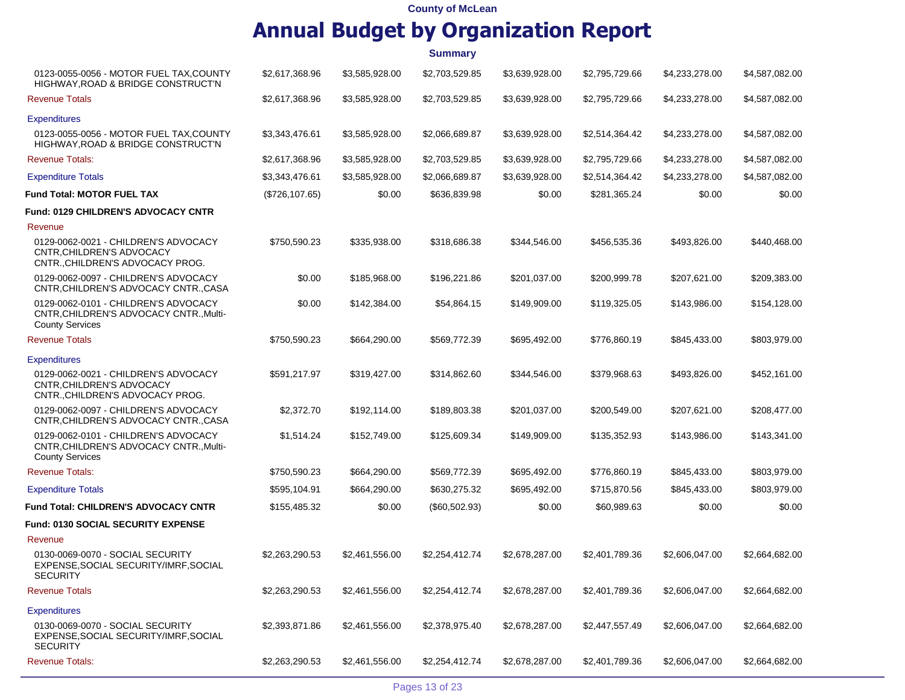# Annual Budget by Organization Report

**Summary**

| | | | | | | | |
|---|---|---|---|---|---|---|---|
| 0123-0055-0056 - MOTOR FUEL TAX,COUNTY HIGHWAY,ROAD & BRIDGE CONSTRUCT'N | $2,617,368.96 | $3,585,928.00 | $2,703,529.85 | $3,639,928.00 | $2,795,729.66 | $4,233,278.00 | $4,587,082.00 |
| Revenue Totals | $2,617,368.96 | $3,585,928.00 | $2,703,529.85 | $3,639,928.00 | $2,795,729.66 | $4,233,278.00 | $4,587,082.00 |
| Expenditures | | | | | | | |
| 0123-0055-0056 - MOTOR FUEL TAX,COUNTY HIGHWAY,ROAD & BRIDGE CONSTRUCT'N | $3,343,476.61 | $3,585,928.00 | $2,066,689.87 | $3,639,928.00 | $2,514,364.42 | $4,233,278.00 | $4,587,082.00 |
| Revenue Totals: | $2,617,368.96 | $3,585,928.00 | $2,703,529.85 | $3,639,928.00 | $2,795,729.66 | $4,233,278.00 | $4,587,082.00 |
| Expenditure Totals | $3,343,476.61 | $3,585,928.00 | $2,066,689.87 | $3,639,928.00 | $2,514,364.42 | $4,233,278.00 | $4,587,082.00 |
| **Fund Total: MOTOR FUEL TAX** | ($726,107.65) | $0.00 | $636,839.98 | $0.00 | $281,365.24 | $0.00 | $0.00 |
| **Fund: 0129 CHILDREN'S ADVOCACY CNTR** | | | | | | | |
| Revenue | | | | | | | |
| 0129-0062-0021 - CHILDREN'S ADVOCACY CNTR,CHILDREN'S ADVOCACY CNTR.,CHILDREN'S ADVOCACY PROG. | $750,590.23 | $335,938.00 | $318,686.38 | $344,546.00 | $456,535.36 | $493,826.00 | $440,468.00 |
| 0129-0062-0097 - CHILDREN'S ADVOCACY CNTR,CHILDREN'S ADVOCACY CNTR.,CASA | $0.00 | $185,968.00 | $196,221.86 | $201,037.00 | $200,999.78 | $207,621.00 | $209,383.00 |
| 0129-0062-0101 - CHILDREN'S ADVOCACY CNTR,CHILDREN'S ADVOCACY CNTR.,Multi-County Services | $0.00 | $142,384.00 | $54,864.15 | $149,909.00 | $119,325.05 | $143,986.00 | $154,128.00 |
| Revenue Totals | $750,590.23 | $664,290.00 | $569,772.39 | $695,492.00 | $776,860.19 | $845,433.00 | $803,979.00 |
| Expenditures | | | | | | | |
| 0129-0062-0021 - CHILDREN'S ADVOCACY CNTR,CHILDREN'S ADVOCACY CNTR.,CHILDREN'S ADVOCACY PROG. | $591,217.97 | $319,427.00 | $314,862.60 | $344,546.00 | $379,968.63 | $493,826.00 | $452,161.00 |
| 0129-0062-0097 - CHILDREN'S ADVOCACY CNTR,CHILDREN'S ADVOCACY CNTR.,CASA | $2,372.70 | $192,114.00 | $189,803.38 | $201,037.00 | $200,549.00 | $207,621.00 | $208,477.00 |
| 0129-0062-0101 - CHILDREN'S ADVOCACY CNTR,CHILDREN'S ADVOCACY CNTR.,Multi-County Services | $1,514.24 | $152,749.00 | $125,609.34 | $149,909.00 | $135,352.93 | $143,986.00 | $143,341.00 |
| Revenue Totals: | $750,590.23 | $664,290.00 | $569,772.39 | $695,492.00 | $776,860.19 | $845,433.00 | $803,979.00 |
| Expenditure Totals | $595,104.91 | $664,290.00 | $630,275.32 | $695,492.00 | $715,870.56 | $845,433.00 | $803,979.00 |
| **Fund Total: CHILDREN'S ADVOCACY CNTR** | $155,485.32 | $0.00 | ($60,502.93) | $0.00 | $60,989.63 | $0.00 | $0.00 |
| **Fund: 0130 SOCIAL SECURITY EXPENSE** | | | | | | | |
| Revenue | | | | | | | |
| 0130-0069-0070 - SOCIAL SECURITY EXPENSE,SOCIAL SECURITY/IMRF,SOCIAL SECURITY | $2,263,290.53 | $2,461,556.00 | $2,254,412.74 | $2,678,287.00 | $2,401,789.36 | $2,606,047.00 | $2,664,682.00 |
| Revenue Totals | $2,263,290.53 | $2,461,556.00 | $2,254,412.74 | $2,678,287.00 | $2,401,789.36 | $2,606,047.00 | $2,664,682.00 |
| Expenditures | | | | | | | |
| 0130-0069-0070 - SOCIAL SECURITY EXPENSE,SOCIAL SECURITY/IMRF,SOCIAL SECURITY | $2,393,871.86 | $2,461,556.00 | $2,378,975.40 | $2,678,287.00 | $2,447,557.49 | $2,606,047.00 | $2,664,682.00 |
| Revenue Totals: | $2,263,290.53 | $2,461,556.00 | $2,254,412.74 | $2,678,287.00 | $2,401,789.36 | $2,606,047.00 | $2,664,682.00 |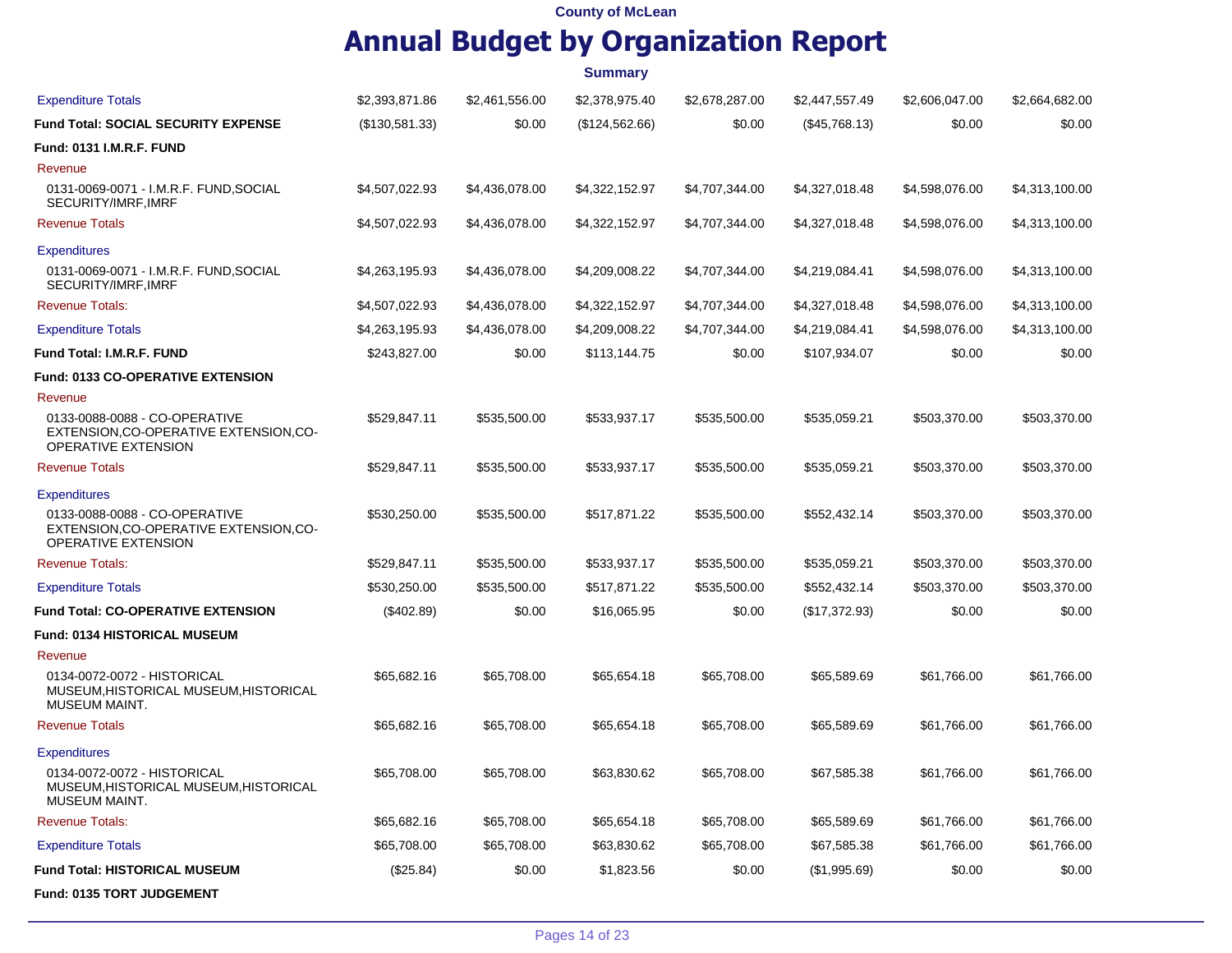# Annual Budget by Organization Report

**Summary**

| | | | | | | | |
|---|---|---|---|---|---|---|---|
| Expenditure Totals | $2,393,871.86 | $2,461,556.00 | $2,378,975.40 | $2,678,287.00 | $2,447,557.49 | $2,606,047.00 | $2,664,682.00 |
| **Fund Total: SOCIAL SECURITY EXPENSE** | ($130,581.33) | $0.00 | ($124,562.66) | $0.00 | ($45,768.13) | $0.00 | $0.00 |
| **Fund: 0131 I.M.R.F. FUND** | | | | | | | |
| Revenue | | | | | | | |
| 0131-0069-0071 - I.M.R.F. FUND,SOCIAL SECURITY/IMRF,IMRF | $4,507,022.93 | $4,436,078.00 | $4,322,152.97 | $4,707,344.00 | $4,327,018.48 | $4,598,076.00 | $4,313,100.00 |
| Revenue Totals | $4,507,022.93 | $4,436,078.00 | $4,322,152.97 | $4,707,344.00 | $4,327,018.48 | $4,598,076.00 | $4,313,100.00 |
| Expenditures | | | | | | | |
| 0131-0069-0071 - I.M.R.F. FUND,SOCIAL SECURITY/IMRF,IMRF | $4,263,195.93 | $4,436,078.00 | $4,209,008.22 | $4,707,344.00 | $4,219,084.41 | $4,598,076.00 | $4,313,100.00 |
| Revenue Totals: | $4,507,022.93 | $4,436,078.00 | $4,322,152.97 | $4,707,344.00 | $4,327,018.48 | $4,598,076.00 | $4,313,100.00 |
| Expenditure Totals | $4,263,195.93 | $4,436,078.00 | $4,209,008.22 | $4,707,344.00 | $4,219,084.41 | $4,598,076.00 | $4,313,100.00 |
| **Fund Total: I.M.R.F. FUND** | $243,827.00 | $0.00 | $113,144.75 | $0.00 | $107,934.07 | $0.00 | $0.00 |
| **Fund: 0133 CO-OPERATIVE EXTENSION** | | | | | | | |
| Revenue | | | | | | | |
| 0133-0088-0088 - CO-OPERATIVE EXTENSION,CO-OPERATIVE EXTENSION,CO-OPERATIVE EXTENSION | $529,847.11 | $535,500.00 | $533,937.17 | $535,500.00 | $535,059.21 | $503,370.00 | $503,370.00 |
| Revenue Totals | $529,847.11 | $535,500.00 | $533,937.17 | $535,500.00 | $535,059.21 | $503,370.00 | $503,370.00 |
| Expenditures | | | | | | | |
| 0133-0088-0088 - CO-OPERATIVE EXTENSION,CO-OPERATIVE EXTENSION,CO-OPERATIVE EXTENSION | $530,250.00 | $535,500.00 | $517,871.22 | $535,500.00 | $552,432.14 | $503,370.00 | $503,370.00 |
| Revenue Totals: | $529,847.11 | $535,500.00 | $533,937.17 | $535,500.00 | $535,059.21 | $503,370.00 | $503,370.00 |
| Expenditure Totals | $530,250.00 | $535,500.00 | $517,871.22 | $535,500.00 | $552,432.14 | $503,370.00 | $503,370.00 |
| **Fund Total: CO-OPERATIVE EXTENSION** | ($402.89) | $0.00 | $16,065.95 | $0.00 | ($17,372.93) | $0.00 | $0.00 |
| **Fund: 0134 HISTORICAL MUSEUM** | | | | | | | |
| Revenue | | | | | | | |
| 0134-0072-0072 - HISTORICAL MUSEUM,HISTORICAL MUSEUM,HISTORICAL MUSEUM MAINT. | $65,682.16 | $65,708.00 | $65,654.18 | $65,708.00 | $65,589.69 | $61,766.00 | $61,766.00 |
| Revenue Totals | $65,682.16 | $65,708.00 | $65,654.18 | $65,708.00 | $65,589.69 | $61,766.00 | $61,766.00 |
| Expenditures | | | | | | | |
| 0134-0072-0072 - HISTORICAL MUSEUM,HISTORICAL MUSEUM,HISTORICAL MUSEUM MAINT. | $65,708.00 | $65,708.00 | $63,830.62 | $65,708.00 | $67,585.38 | $61,766.00 | $61,766.00 |
| Revenue Totals: | $65,682.16 | $65,708.00 | $65,654.18 | $65,708.00 | $65,589.69 | $61,766.00 | $61,766.00 |
| Expenditure Totals | $65,708.00 | $65,708.00 | $63,830.62 | $65,708.00 | $67,585.38 | $61,766.00 | $61,766.00 |
| **Fund Total: HISTORICAL MUSEUM** | ($25.84) | $0.00 | $1,823.56 | $0.00 | ($1,995.69) | $0.00 | $0.00 |
| **Fund: 0135 TORT JUDGEMENT** | | | | | | | |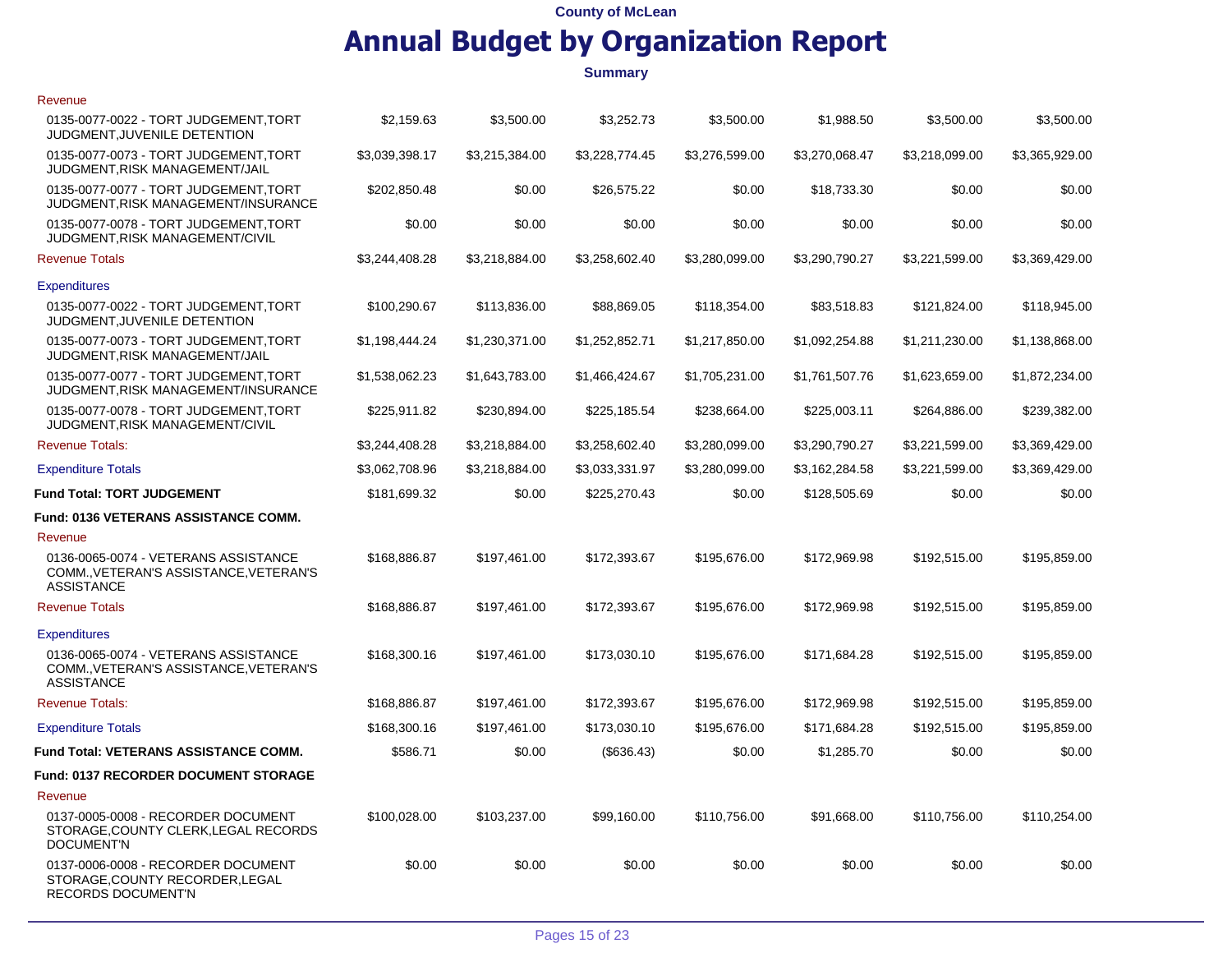# Annual Budget by Organization Report

**Summary**

| | | | | | | | |
|---|---|---|---|---|---|---|---|
| Revenue | | | | | | | |
| 0135-0077-0022 - TORT JUDGEMENT,TORT JUDGMENT,JUVENILE DETENTION | $2,159.63 | $3,500.00 | $3,252.73 | $3,500.00 | $1,988.50 | $3,500.00 | $3,500.00 |
| 0135-0077-0073 - TORT JUDGEMENT,TORT JUDGMENT,RISK MANAGEMENT/JAIL | $3,039,398.17 | $3,215,384.00 | $3,228,774.45 | $3,276,599.00 | $3,270,068.47 | $3,218,099.00 | $3,365,929.00 |
| 0135-0077-0077 - TORT JUDGEMENT,TORT JUDGMENT,RISK MANAGEMENT/INSURANCE | $202,850.48 | $0.00 | $26,575.22 | $0.00 | $18,733.30 | $0.00 | $0.00 |
| 0135-0077-0078 - TORT JUDGEMENT,TORT JUDGMENT,RISK MANAGEMENT/CIVIL | $0.00 | $0.00 | $0.00 | $0.00 | $0.00 | $0.00 | $0.00 |
| Revenue Totals | $3,244,408.28 | $3,218,884.00 | $3,258,602.40 | $3,280,099.00 | $3,290,790.27 | $3,221,599.00 | $3,369,429.00 |
| Expenditures | | | | | | | |
| 0135-0077-0022 - TORT JUDGEMENT,TORT JUDGMENT,JUVENILE DETENTION | $100,290.67 | $113,836.00 | $88,869.05 | $118,354.00 | $83,518.83 | $121,824.00 | $118,945.00 |
| 0135-0077-0073 - TORT JUDGEMENT,TORT JUDGMENT,RISK MANAGEMENT/JAIL | $1,198,444.24 | $1,230,371.00 | $1,252,852.71 | $1,217,850.00 | $1,092,254.88 | $1,211,230.00 | $1,138,868.00 |
| 0135-0077-0077 - TORT JUDGEMENT,TORT JUDGMENT,RISK MANAGEMENT/INSURANCE | $1,538,062.23 | $1,643,783.00 | $1,466,424.67 | $1,705,231.00 | $1,761,507.76 | $1,623,659.00 | $1,872,234.00 |
| 0135-0077-0078 - TORT JUDGEMENT,TORT JUDGMENT,RISK MANAGEMENT/CIVIL | $225,911.82 | $230,894.00 | $225,185.54 | $238,664.00 | $225,003.11 | $264,886.00 | $239,382.00 |
| Revenue Totals: | $3,244,408.28 | $3,218,884.00 | $3,258,602.40 | $3,280,099.00 | $3,290,790.27 | $3,221,599.00 | $3,369,429.00 |
| Expenditure Totals | $3,062,708.96 | $3,218,884.00 | $3,033,331.97 | $3,280,099.00 | $3,162,284.58 | $3,221,599.00 | $3,369,429.00 |
| **Fund Total: TORT JUDGEMENT** | $181,699.32 | $0.00 | $225,270.43 | $0.00 | $128,505.69 | $0.00 | $0.00 |
| **Fund: 0136 VETERANS ASSISTANCE COMM.** | | | | | | | |
| Revenue | | | | | | | |
| 0136-0065-0074 - VETERANS ASSISTANCE COMM.,VETERAN'S ASSISTANCE,VETERAN'S ASSISTANCE | $168,886.87 | $197,461.00 | $172,393.67 | $195,676.00 | $172,969.98 | $192,515.00 | $195,859.00 |
| Revenue Totals | $168,886.87 | $197,461.00 | $172,393.67 | $195,676.00 | $172,969.98 | $192,515.00 | $195,859.00 |
| Expenditures | | | | | | | |
| 0136-0065-0074 - VETERANS ASSISTANCE COMM.,VETERAN'S ASSISTANCE,VETERAN'S ASSISTANCE | $168,300.16 | $197,461.00 | $173,030.10 | $195,676.00 | $171,684.28 | $192,515.00 | $195,859.00 |
| Revenue Totals: | $168,886.87 | $197,461.00 | $172,393.67 | $195,676.00 | $172,969.98 | $192,515.00 | $195,859.00 |
| Expenditure Totals | $168,300.16 | $197,461.00 | $173,030.10 | $195,676.00 | $171,684.28 | $192,515.00 | $195,859.00 |
| **Fund Total: VETERANS ASSISTANCE COMM.** | $586.71 | $0.00 | ($636.43) | $0.00 | $1,285.70 | $0.00 | $0.00 |
| **Fund: 0137 RECORDER DOCUMENT STORAGE** | | | | | | | |
| Revenue | | | | | | | |
| 0137-0005-0008 - RECORDER DOCUMENT STORAGE,COUNTY CLERK,LEGAL RECORDS DOCUMENT'N | $100,028.00 | $103,237.00 | $99,160.00 | $110,756.00 | $91,668.00 | $110,756.00 | $110,254.00 |
| 0137-0006-0008 - RECORDER DOCUMENT STORAGE,COUNTY RECORDER,LEGAL RECORDS DOCUMENT'N | $0.00 | $0.00 | $0.00 | $0.00 | $0.00 | $0.00 | $0.00 |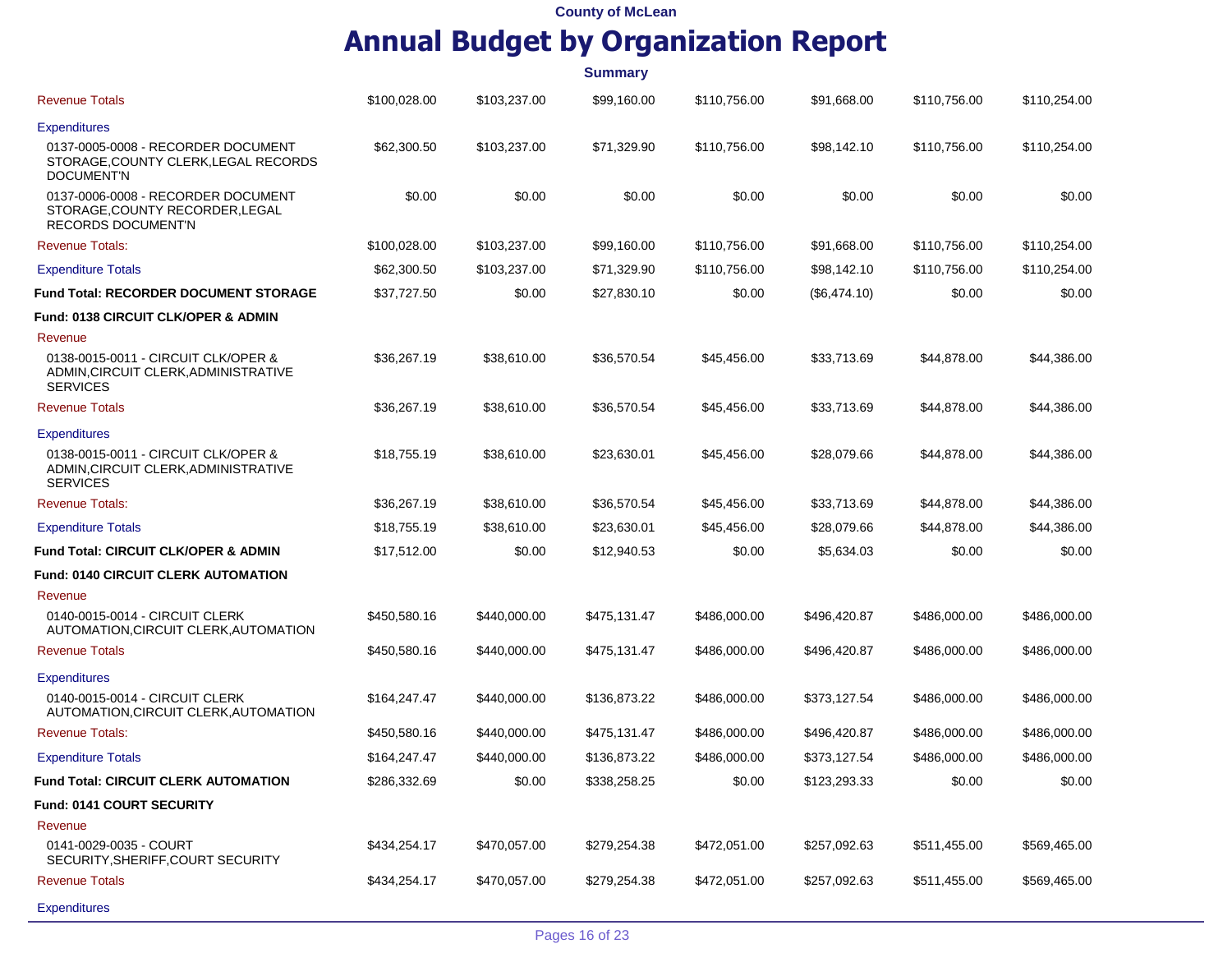**County of McLean**

# Annual Budget by Organization Report

**Summary**

| | | | | | | | |
|---|---|---|---|---|---|---|---|
| Revenue Totals | $100,028.00 | $103,237.00 | $99,160.00 | $110,756.00 | $91,668.00 | $110,756.00 | $110,254.00 |
| Expenditures | | | | | | | |
| 0137-0005-0008 - RECORDER DOCUMENT STORAGE,COUNTY CLERK,LEGAL RECORDS DOCUMENT'N | $62,300.50 | $103,237.00 | $71,329.90 | $110,756.00 | $98,142.10 | $110,756.00 | $110,254.00 |
| 0137-0006-0008 - RECORDER DOCUMENT STORAGE,COUNTY RECORDER,LEGAL RECORDS DOCUMENT'N | $0.00 | $0.00 | $0.00 | $0.00 | $0.00 | $0.00 | $0.00 |
| Revenue Totals: | $100,028.00 | $103,237.00 | $99,160.00 | $110,756.00 | $91,668.00 | $110,756.00 | $110,254.00 |
| Expenditure Totals | $62,300.50 | $103,237.00 | $71,329.90 | $110,756.00 | $98,142.10 | $110,756.00 | $110,254.00 |
| **Fund Total: RECORDER DOCUMENT STORAGE** | $37,727.50 | $0.00 | $27,830.10 | $0.00 | ($6,474.10) | $0.00 | $0.00 |
| **Fund: 0138 CIRCUIT CLK/OPER & ADMIN** | | | | | | | |
| Revenue | | | | | | | |
| 0138-0015-0011 - CIRCUIT CLK/OPER & ADMIN,CIRCUIT CLERK,ADMINISTRATIVE SERVICES | $36,267.19 | $38,610.00 | $36,570.54 | $45,456.00 | $33,713.69 | $44,878.00 | $44,386.00 |
| Revenue Totals | $36,267.19 | $38,610.00 | $36,570.54 | $45,456.00 | $33,713.69 | $44,878.00 | $44,386.00 |
| Expenditures | | | | | | | |
| 0138-0015-0011 - CIRCUIT CLK/OPER & ADMIN,CIRCUIT CLERK,ADMINISTRATIVE SERVICES | $18,755.19 | $38,610.00 | $23,630.01 | $45,456.00 | $28,079.66 | $44,878.00 | $44,386.00 |
| Revenue Totals: | $36,267.19 | $38,610.00 | $36,570.54 | $45,456.00 | $33,713.69 | $44,878.00 | $44,386.00 |
| Expenditure Totals | $18,755.19 | $38,610.00 | $23,630.01 | $45,456.00 | $28,079.66 | $44,878.00 | $44,386.00 |
| **Fund Total: CIRCUIT CLK/OPER & ADMIN** | $17,512.00 | $0.00 | $12,940.53 | $0.00 | $5,634.03 | $0.00 | $0.00 |
| **Fund: 0140 CIRCUIT CLERK AUTOMATION** | | | | | | | |
| Revenue | | | | | | | |
| 0140-0015-0014 - CIRCUIT CLERK AUTOMATION,CIRCUIT CLERK,AUTOMATION | $450,580.16 | $440,000.00 | $475,131.47 | $486,000.00 | $496,420.87 | $486,000.00 | $486,000.00 |
| Revenue Totals | $450,580.16 | $440,000.00 | $475,131.47 | $486,000.00 | $496,420.87 | $486,000.00 | $486,000.00 |
| Expenditures | | | | | | | |
| 0140-0015-0014 - CIRCUIT CLERK AUTOMATION,CIRCUIT CLERK,AUTOMATION | $164,247.47 | $440,000.00 | $136,873.22 | $486,000.00 | $373,127.54 | $486,000.00 | $486,000.00 |
| Revenue Totals: | $450,580.16 | $440,000.00 | $475,131.47 | $486,000.00 | $496,420.87 | $486,000.00 | $486,000.00 |
| Expenditure Totals | $164,247.47 | $440,000.00 | $136,873.22 | $486,000.00 | $373,127.54 | $486,000.00 | $486,000.00 |
| **Fund Total: CIRCUIT CLERK AUTOMATION** | $286,332.69 | $0.00 | $338,258.25 | $0.00 | $123,293.33 | $0.00 | $0.00 |
| **Fund: 0141 COURT SECURITY** | | | | | | | |
| Revenue | | | | | | | |
| 0141-0029-0035 - COURT SECURITY,SHERIFF,COURT SECURITY | $434,254.17 | $470,057.00 | $279,254.38 | $472,051.00 | $257,092.63 | $511,455.00 | $569,465.00 |
| Revenue Totals | $434,254.17 | $470,057.00 | $279,254.38 | $472,051.00 | $257,092.63 | $511,455.00 | $569,465.00 |
| Expenditures | | | | | | | |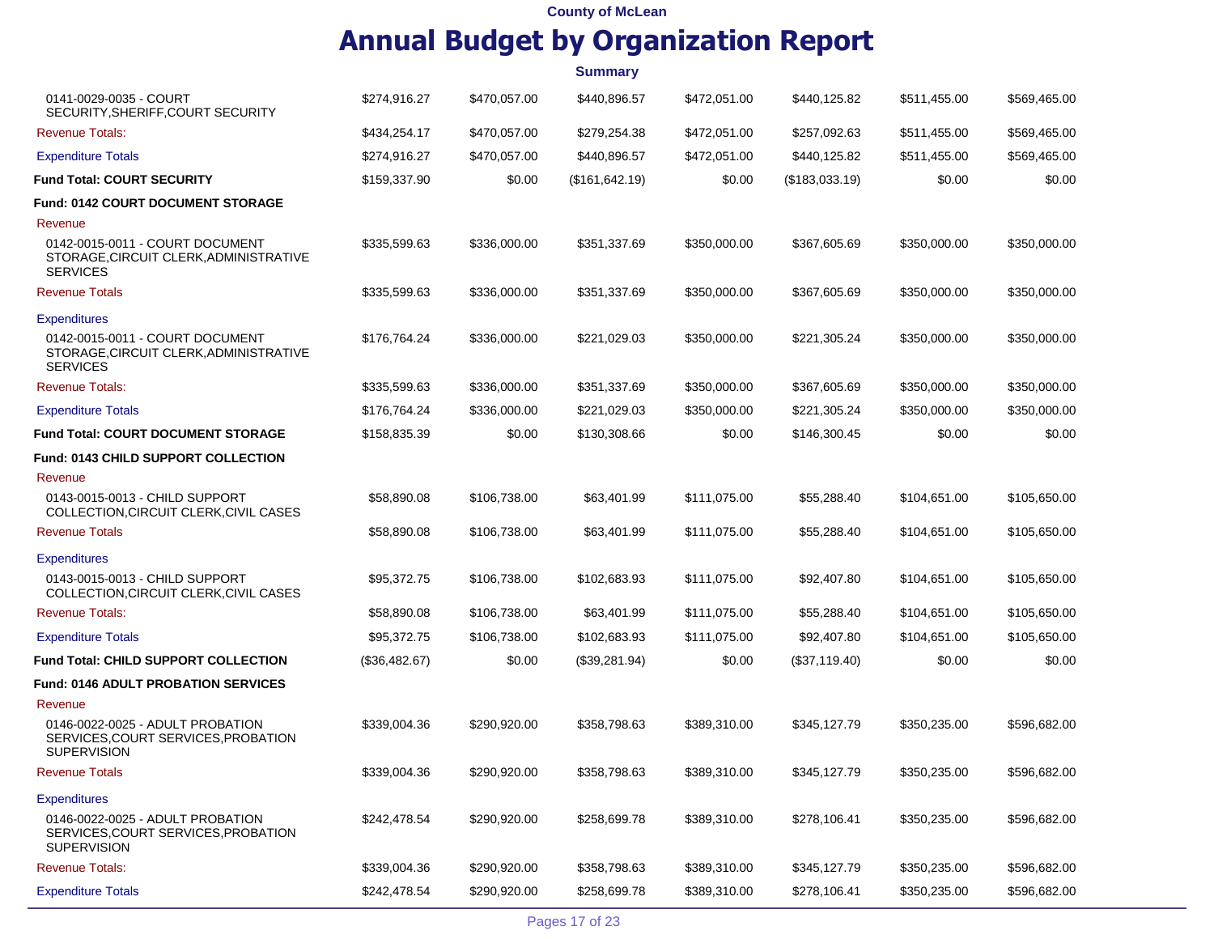# Annual Budget by Organization Report

**Summary**

| | | | | | | | |
|---|---|---|---|---|---|---|---|
| 0141-0029-0035 - COURT SECURITY,SHERIFF,COURT SECURITY | $274,916.27 | $470,057.00 | $440,896.57 | $472,051.00 | $440,125.82 | $511,455.00 | $569,465.00 |
| Revenue Totals: | $434,254.17 | $470,057.00 | $279,254.38 | $472,051.00 | $257,092.63 | $511,455.00 | $569,465.00 |
| Expenditure Totals | $274,916.27 | $470,057.00 | $440,896.57 | $472,051.00 | $440,125.82 | $511,455.00 | $569,465.00 |
| **Fund Total: COURT SECURITY** | $159,337.90 | $0.00 | ($161,642.19) | $0.00 | ($183,033.19) | $0.00 | $0.00 |
| **Fund: 0142 COURT DOCUMENT STORAGE** | | | | | | | |
| Revenue | | | | | | | |
| 0142-0015-0011 - COURT DOCUMENT STORAGE,CIRCUIT CLERK,ADMINISTRATIVE SERVICES | $335,599.63 | $336,000.00 | $351,337.69 | $350,000.00 | $367,605.69 | $350,000.00 | $350,000.00 |
| Revenue Totals | $335,599.63 | $336,000.00 | $351,337.69 | $350,000.00 | $367,605.69 | $350,000.00 | $350,000.00 |
| Expenditures | | | | | | | |
| 0142-0015-0011 - COURT DOCUMENT STORAGE,CIRCUIT CLERK,ADMINISTRATIVE SERVICES | $176,764.24 | $336,000.00 | $221,029.03 | $350,000.00 | $221,305.24 | $350,000.00 | $350,000.00 |
| Revenue Totals: | $335,599.63 | $336,000.00 | $351,337.69 | $350,000.00 | $367,605.69 | $350,000.00 | $350,000.00 |
| Expenditure Totals | $176,764.24 | $336,000.00 | $221,029.03 | $350,000.00 | $221,305.24 | $350,000.00 | $350,000.00 |
| **Fund Total: COURT DOCUMENT STORAGE** | $158,835.39 | $0.00 | $130,308.66 | $0.00 | $146,300.45 | $0.00 | $0.00 |
| **Fund: 0143 CHILD SUPPORT COLLECTION** | | | | | | | |
| Revenue | | | | | | | |
| 0143-0015-0013 - CHILD SUPPORT COLLECTION,CIRCUIT CLERK,CIVIL CASES | $58,890.08 | $106,738.00 | $63,401.99 | $111,075.00 | $55,288.40 | $104,651.00 | $105,650.00 |
| Revenue Totals | $58,890.08 | $106,738.00 | $63,401.99 | $111,075.00 | $55,288.40 | $104,651.00 | $105,650.00 |
| Expenditures | | | | | | | |
| 0143-0015-0013 - CHILD SUPPORT COLLECTION,CIRCUIT CLERK,CIVIL CASES | $95,372.75 | $106,738.00 | $102,683.93 | $111,075.00 | $92,407.80 | $104,651.00 | $105,650.00 |
| Revenue Totals: | $58,890.08 | $106,738.00 | $63,401.99 | $111,075.00 | $55,288.40 | $104,651.00 | $105,650.00 |
| Expenditure Totals | $95,372.75 | $106,738.00 | $102,683.93 | $111,075.00 | $92,407.80 | $104,651.00 | $105,650.00 |
| **Fund Total: CHILD SUPPORT COLLECTION** | ($36,482.67) | $0.00 | ($39,281.94) | $0.00 | ($37,119.40) | $0.00 | $0.00 |
| **Fund: 0146 ADULT PROBATION SERVICES** | | | | | | | |
| Revenue | | | | | | | |
| 0146-0022-0025 - ADULT PROBATION SERVICES,COURT SERVICES,PROBATION SUPERVISION | $339,004.36 | $290,920.00 | $358,798.63 | $389,310.00 | $345,127.79 | $350,235.00 | $596,682.00 |
| Revenue Totals | $339,004.36 | $290,920.00 | $358,798.63 | $389,310.00 | $345,127.79 | $350,235.00 | $596,682.00 |
| Expenditures | | | | | | | |
| 0146-0022-0025 - ADULT PROBATION SERVICES,COURT SERVICES,PROBATION SUPERVISION | $242,478.54 | $290,920.00 | $258,699.78 | $389,310.00 | $278,106.41 | $350,235.00 | $596,682.00 |
| Revenue Totals: | $339,004.36 | $290,920.00 | $358,798.63 | $389,310.00 | $345,127.79 | $350,235.00 | $596,682.00 |
| Expenditure Totals | $242,478.54 | $290,920.00 | $258,699.78 | $389,310.00 | $278,106.41 | $350,235.00 | $596,682.00 |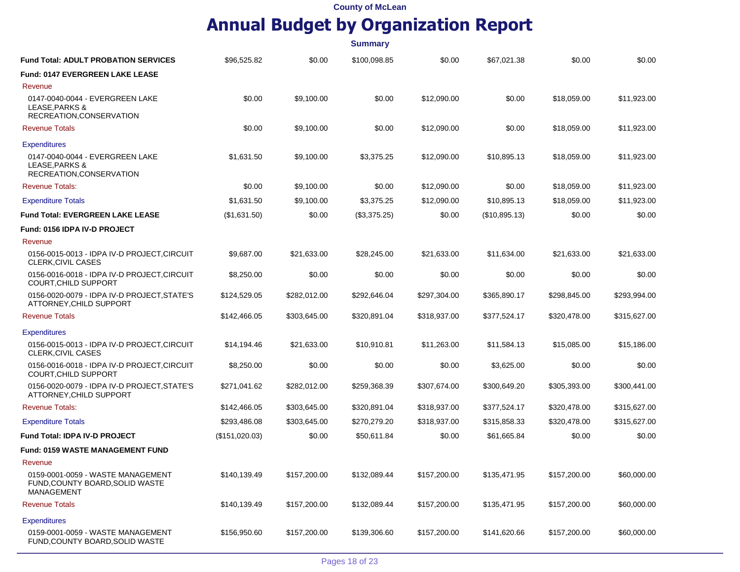County of McLean

# Annual Budget by Organization Report

**Summary**

| | | | | | | | |
|---|---|---|---|---|---|---|---|
| **Fund Total: ADULT PROBATION SERVICES** | $96,525.82 | $0.00 | $100,098.85 | $0.00 | $67,021.38 | $0.00 | $0.00 |
| **Fund: 0147 EVERGREEN LAKE LEASE** | | | | | | | |
| Revenue | | | | | | | |
| 0147-0040-0044 - EVERGREEN LAKE LEASE,PARKS & RECREATION,CONSERVATION | $0.00 | $9,100.00 | $0.00 | $12,090.00 | $0.00 | $18,059.00 | $11,923.00 |
| Revenue Totals | $0.00 | $9,100.00 | $0.00 | $12,090.00 | $0.00 | $18,059.00 | $11,923.00 |
| Expenditures | | | | | | | |
| 0147-0040-0044 - EVERGREEN LAKE LEASE,PARKS & RECREATION,CONSERVATION | $1,631.50 | $9,100.00 | $3,375.25 | $12,090.00 | $10,895.13 | $18,059.00 | $11,923.00 |
| Revenue Totals: | $0.00 | $9,100.00 | $0.00 | $12,090.00 | $0.00 | $18,059.00 | $11,923.00 |
| Expenditure Totals | $1,631.50 | $9,100.00 | $3,375.25 | $12,090.00 | $10,895.13 | $18,059.00 | $11,923.00 |
| **Fund Total: EVERGREEN LAKE LEASE** | ($1,631.50) | $0.00 | ($3,375.25) | $0.00 | ($10,895.13) | $0.00 | $0.00 |
| **Fund: 0156 IDPA IV-D PROJECT** | | | | | | | |
| Revenue | | | | | | | |
| 0156-0015-0013 - IDPA IV-D PROJECT,CIRCUIT CLERK,CIVIL CASES | $9,687.00 | $21,633.00 | $28,245.00 | $21,633.00 | $11,634.00 | $21,633.00 | $21,633.00 |
| 0156-0016-0018 - IDPA IV-D PROJECT,CIRCUIT COURT,CHILD SUPPORT | $8,250.00 | $0.00 | $0.00 | $0.00 | $0.00 | $0.00 | $0.00 |
| 0156-0020-0079 - IDPA IV-D PROJECT,STATE'S ATTORNEY,CHILD SUPPORT | $124,529.05 | $282,012.00 | $292,646.04 | $297,304.00 | $365,890.17 | $298,845.00 | $293,994.00 |
| Revenue Totals | $142,466.05 | $303,645.00 | $320,891.04 | $318,937.00 | $377,524.17 | $320,478.00 | $315,627.00 |
| Expenditures | | | | | | | |
| 0156-0015-0013 - IDPA IV-D PROJECT,CIRCUIT CLERK,CIVIL CASES | $14,194.46 | $21,633.00 | $10,910.81 | $11,263.00 | $11,584.13 | $15,085.00 | $15,186.00 |
| 0156-0016-0018 - IDPA IV-D PROJECT,CIRCUIT COURT,CHILD SUPPORT | $8,250.00 | $0.00 | $0.00 | $0.00 | $3,625.00 | $0.00 | $0.00 |
| 0156-0020-0079 - IDPA IV-D PROJECT,STATE'S ATTORNEY,CHILD SUPPORT | $271,041.62 | $282,012.00 | $259,368.39 | $307,674.00 | $300,649.20 | $305,393.00 | $300,441.00 |
| Revenue Totals: | $142,466.05 | $303,645.00 | $320,891.04 | $318,937.00 | $377,524.17 | $320,478.00 | $315,627.00 |
| Expenditure Totals | $293,486.08 | $303,645.00 | $270,279.20 | $318,937.00 | $315,858.33 | $320,478.00 | $315,627.00 |
| **Fund Total: IDPA IV-D PROJECT** | ($151,020.03) | $0.00 | $50,611.84 | $0.00 | $61,665.84 | $0.00 | $0.00 |
| **Fund: 0159 WASTE MANAGEMENT FUND** | | | | | | | |
| Revenue | | | | | | | |
| 0159-0001-0059 - WASTE MANAGEMENT FUND,COUNTY BOARD,SOLID WASTE MANAGEMENT | $140,139.49 | $157,200.00 | $132,089.44 | $157,200.00 | $135,471.95 | $157,200.00 | $60,000.00 |
| Revenue Totals | $140,139.49 | $157,200.00 | $132,089.44 | $157,200.00 | $135,471.95 | $157,200.00 | $60,000.00 |
| Expenditures | | | | | | | |
| 0159-0001-0059 - WASTE MANAGEMENT FUND,COUNTY BOARD,SOLID WASTE | $156,950.60 | $157,200.00 | $139,306.60 | $157,200.00 | $141,620.66 | $157,200.00 | $60,000.00 |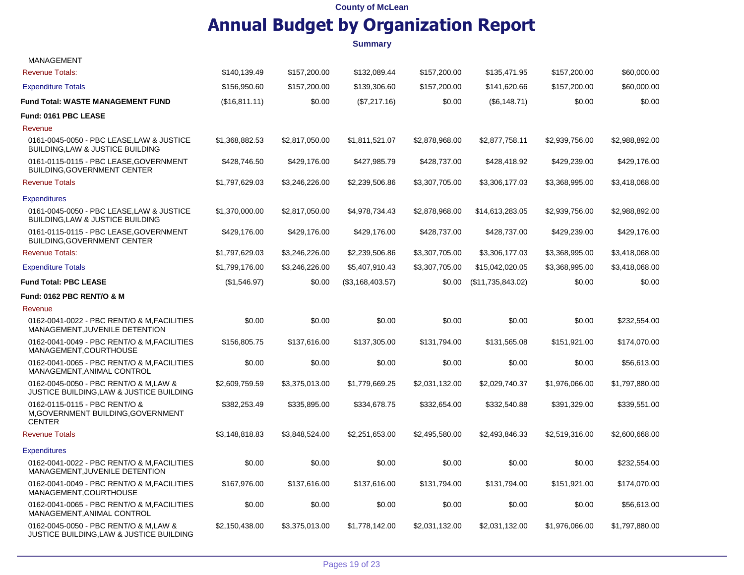County of McLean

# Annual Budget by Organization Report

**Summary**

| | | | | | | | |
|---|---|---|---|---|---|---|---|
| MANAGEMENT | | | | | | | |
| Revenue Totals: | $140,139.49 | $157,200.00 | $132,089.44 | $157,200.00 | $135,471.95 | $157,200.00 | $60,000.00 |
| Expenditure Totals | $156,950.60 | $157,200.00 | $139,306.60 | $157,200.00 | $141,620.66 | $157,200.00 | $60,000.00 |
| **Fund Total: WASTE MANAGEMENT FUND** | ($16,811.11) | $0.00 | ($7,217.16) | $0.00 | ($6,148.71) | $0.00 | $0.00 |
| **Fund: 0161 PBC LEASE** | | | | | | | |
| Revenue | | | | | | | |
| 0161-0045-0050 - PBC LEASE,LAW & JUSTICE BUILDING,LAW & JUSTICE BUILDING | $1,368,882.53 | $2,817,050.00 | $1,811,521.07 | $2,878,968.00 | $2,877,758.11 | $2,939,756.00 | $2,988,892.00 |
| 0161-0115-0115 - PBC LEASE,GOVERNMENT BUILDING,GOVERNMENT CENTER | $428,746.50 | $429,176.00 | $427,985.79 | $428,737.00 | $428,418.92 | $429,239.00 | $429,176.00 |
| Revenue Totals | $1,797,629.03 | $3,246,226.00 | $2,239,506.86 | $3,307,705.00 | $3,306,177.03 | $3,368,995.00 | $3,418,068.00 |
| Expenditures | | | | | | | |
| 0161-0045-0050 - PBC LEASE,LAW & JUSTICE BUILDING,LAW & JUSTICE BUILDING | $1,370,000.00 | $2,817,050.00 | $4,978,734.43 | $2,878,968.00 | $14,613,283.05 | $2,939,756.00 | $2,988,892.00 |
| 0161-0115-0115 - PBC LEASE,GOVERNMENT BUILDING,GOVERNMENT CENTER | $429,176.00 | $429,176.00 | $429,176.00 | $428,737.00 | $428,737.00 | $429,239.00 | $429,176.00 |
| Revenue Totals: | $1,797,629.03 | $3,246,226.00 | $2,239,506.86 | $3,307,705.00 | $3,306,177.03 | $3,368,995.00 | $3,418,068.00 |
| Expenditure Totals | $1,799,176.00 | $3,246,226.00 | $5,407,910.43 | $3,307,705.00 | $15,042,020.05 | $3,368,995.00 | $3,418,068.00 |
| **Fund Total: PBC LEASE** | ($1,546.97) | $0.00 | ($3,168,403.57) | $0.00 | ($11,735,843.02) | $0.00 | $0.00 |
| **Fund: 0162 PBC RENT/O & M** | | | | | | | |
| Revenue | | | | | | | |
| 0162-0041-0022 - PBC RENT/O & M,FACILITIES MANAGEMENT,JUVENILE DETENTION | $0.00 | $0.00 | $0.00 | $0.00 | $0.00 | $0.00 | $232,554.00 |
| 0162-0041-0049 - PBC RENT/O & M,FACILITIES MANAGEMENT,COURTHOUSE | $156,805.75 | $137,616.00 | $137,305.00 | $131,794.00 | $131,565.08 | $151,921.00 | $174,070.00 |
| 0162-0041-0065 - PBC RENT/O & M,FACILITIES MANAGEMENT,ANIMAL CONTROL | $0.00 | $0.00 | $0.00 | $0.00 | $0.00 | $0.00 | $56,613.00 |
| 0162-0045-0050 - PBC RENT/O & M,LAW & JUSTICE BUILDING,LAW & JUSTICE BUILDING | $2,609,759.59 | $3,375,013.00 | $1,779,669.25 | $2,031,132.00 | $2,029,740.37 | $1,976,066.00 | $1,797,880.00 |
| 0162-0115-0115 - PBC RENT/O & M,GOVERNMENT BUILDING,GOVERNMENT CENTER | $382,253.49 | $335,895.00 | $334,678.75 | $332,654.00 | $332,540.88 | $391,329.00 | $339,551.00 |
| Revenue Totals | $3,148,818.83 | $3,848,524.00 | $2,251,653.00 | $2,495,580.00 | $2,493,846.33 | $2,519,316.00 | $2,600,668.00 |
| Expenditures | | | | | | | |
| 0162-0041-0022 - PBC RENT/O & M,FACILITIES MANAGEMENT,JUVENILE DETENTION | $0.00 | $0.00 | $0.00 | $0.00 | $0.00 | $0.00 | $232,554.00 |
| 0162-0041-0049 - PBC RENT/O & M,FACILITIES MANAGEMENT,COURTHOUSE | $167,976.00 | $137,616.00 | $137,616.00 | $131,794.00 | $131,794.00 | $151,921.00 | $174,070.00 |
| 0162-0041-0065 - PBC RENT/O & M,FACILITIES MANAGEMENT,ANIMAL CONTROL | $0.00 | $0.00 | $0.00 | $0.00 | $0.00 | $0.00 | $56,613.00 |
| 0162-0045-0050 - PBC RENT/O & M,LAW & JUSTICE BUILDING,LAW & JUSTICE BUILDING | $2,150,438.00 | $3,375,013.00 | $1,778,142.00 | $2,031,132.00 | $2,031,132.00 | $1,976,066.00 | $1,797,880.00 |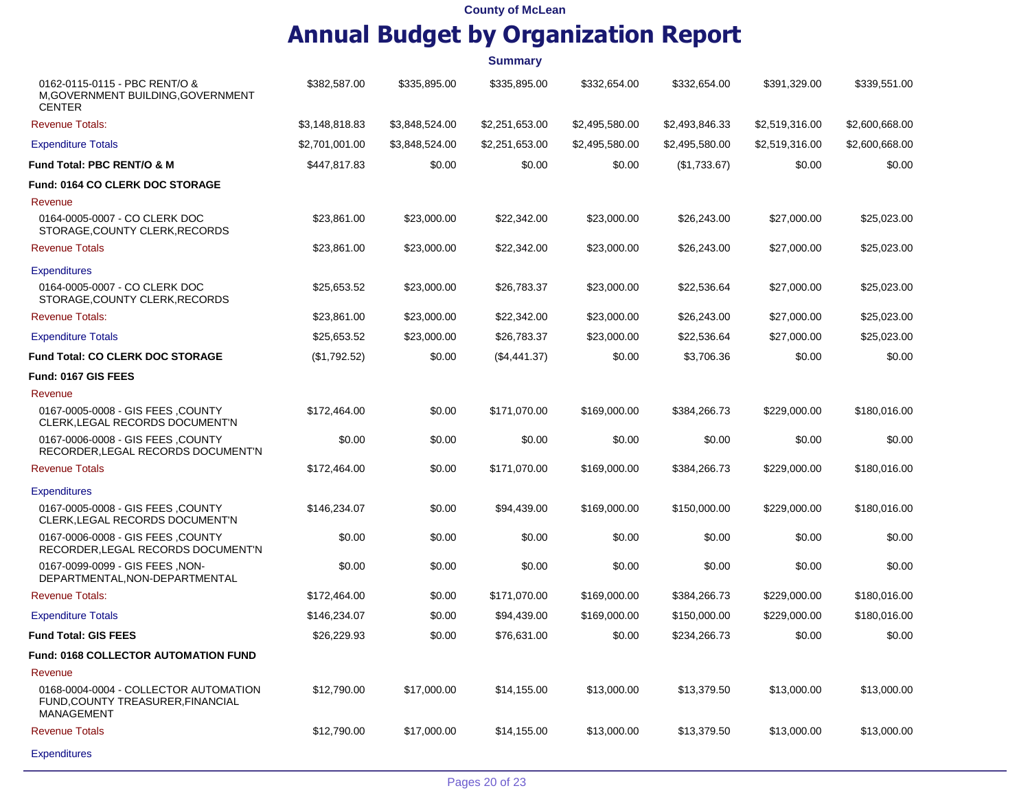County of McLean

# Annual Budget by Organization Report

**Summary**

| | | | | | | | |
|---|---|---|---|---|---|---|---|
| 0162-0115-0115 - PBC RENT/O & M,GOVERNMENT BUILDING,GOVERNMENT CENTER | $382,587.00 | $335,895.00 | $335,895.00 | $332,654.00 | $332,654.00 | $391,329.00 | $339,551.00 |
| Revenue Totals: | $3,148,818.83 | $3,848,524.00 | $2,251,653.00 | $2,495,580.00 | $2,493,846.33 | $2,519,316.00 | $2,600,668.00 |
| Expenditure Totals | $2,701,001.00 | $3,848,524.00 | $2,251,653.00 | $2,495,580.00 | $2,495,580.00 | $2,519,316.00 | $2,600,668.00 |
| **Fund Total: PBC RENT/O & M** | $447,817.83 | $0.00 | $0.00 | $0.00 | ($1,733.67) | $0.00 | $0.00 |
| **Fund: 0164 CO CLERK DOC STORAGE** | | | | | | | |
| Revenue | | | | | | | |
| 0164-0005-0007 - CO CLERK DOC STORAGE,COUNTY CLERK,RECORDS | $23,861.00 | $23,000.00 | $22,342.00 | $23,000.00 | $26,243.00 | $27,000.00 | $25,023.00 |
| Revenue Totals | $23,861.00 | $23,000.00 | $22,342.00 | $23,000.00 | $26,243.00 | $27,000.00 | $25,023.00 |
| Expenditures | | | | | | | |
| 0164-0005-0007 - CO CLERK DOC STORAGE,COUNTY CLERK,RECORDS | $25,653.52 | $23,000.00 | $26,783.37 | $23,000.00 | $22,536.64 | $27,000.00 | $25,023.00 |
| Revenue Totals: | $23,861.00 | $23,000.00 | $22,342.00 | $23,000.00 | $26,243.00 | $27,000.00 | $25,023.00 |
| Expenditure Totals | $25,653.52 | $23,000.00 | $26,783.37 | $23,000.00 | $22,536.64 | $27,000.00 | $25,023.00 |
| **Fund Total: CO CLERK DOC STORAGE** | ($1,792.52) | $0.00 | ($4,441.37) | $0.00 | $3,706.36 | $0.00 | $0.00 |
| **Fund: 0167 GIS FEES** | | | | | | | |
| Revenue | | | | | | | |
| 0167-0005-0008 - GIS FEES ,COUNTY CLERK,LEGAL RECORDS DOCUMENT'N | $172,464.00 | $0.00 | $171,070.00 | $169,000.00 | $384,266.73 | $229,000.00 | $180,016.00 |
| 0167-0006-0008 - GIS FEES ,COUNTY RECORDER,LEGAL RECORDS DOCUMENT'N | $0.00 | $0.00 | $0.00 | $0.00 | $0.00 | $0.00 | $0.00 |
| Revenue Totals | $172,464.00 | $0.00 | $171,070.00 | $169,000.00 | $384,266.73 | $229,000.00 | $180,016.00 |
| Expenditures | | | | | | | |
| 0167-0005-0008 - GIS FEES ,COUNTY CLERK,LEGAL RECORDS DOCUMENT'N | $146,234.07 | $0.00 | $94,439.00 | $169,000.00 | $150,000.00 | $229,000.00 | $180,016.00 |
| 0167-0006-0008 - GIS FEES ,COUNTY RECORDER,LEGAL RECORDS DOCUMENT'N | $0.00 | $0.00 | $0.00 | $0.00 | $0.00 | $0.00 | $0.00 |
| 0167-0099-0099 - GIS FEES ,NON-DEPARTMENTAL,NON-DEPARTMENTAL | $0.00 | $0.00 | $0.00 | $0.00 | $0.00 | $0.00 | $0.00 |
| Revenue Totals: | $172,464.00 | $0.00 | $171,070.00 | $169,000.00 | $384,266.73 | $229,000.00 | $180,016.00 |
| Expenditure Totals | $146,234.07 | $0.00 | $94,439.00 | $169,000.00 | $150,000.00 | $229,000.00 | $180,016.00 |
| **Fund Total: GIS FEES** | $26,229.93 | $0.00 | $76,631.00 | $0.00 | $234,266.73 | $0.00 | $0.00 |
| **Fund: 0168 COLLECTOR AUTOMATION FUND** | | | | | | | |
| Revenue | | | | | | | |
| 0168-0004-0004 - COLLECTOR AUTOMATION FUND,COUNTY TREASURER,FINANCIAL MANAGEMENT | $12,790.00 | $17,000.00 | $14,155.00 | $13,000.00 | $13,379.50 | $13,000.00 | $13,000.00 |
| Revenue Totals | $12,790.00 | $17,000.00 | $14,155.00 | $13,000.00 | $13,379.50 | $13,000.00 | $13,000.00 |
| Expenditures | | | | | | | |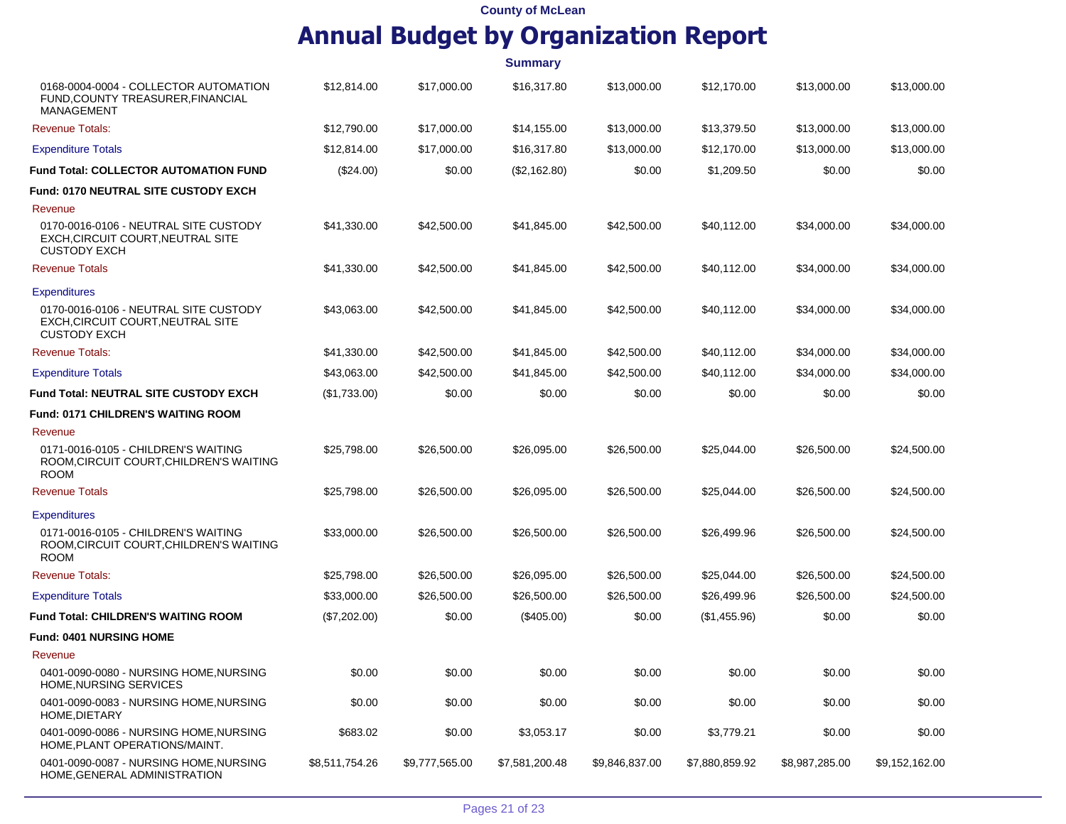County of McLean

# Annual Budget by Organization Report

**Summary**

| | | | | | | | |
|---|---|---|---|---|---|---|---|
| 0168-0004-0004 - COLLECTOR AUTOMATION FUND,COUNTY TREASURER,FINANCIAL MANAGEMENT | $12,814.00 | $17,000.00 | $16,317.80 | $13,000.00 | $12,170.00 | $13,000.00 | $13,000.00 |
| Revenue Totals: | $12,790.00 | $17,000.00 | $14,155.00 | $13,000.00 | $13,379.50 | $13,000.00 | $13,000.00 |
| Expenditure Totals | $12,814.00 | $17,000.00 | $16,317.80 | $13,000.00 | $12,170.00 | $13,000.00 | $13,000.00 |
| **Fund Total: COLLECTOR AUTOMATION FUND** | ($24.00) | $0.00 | ($2,162.80) | $0.00 | $1,209.50 | $0.00 | $0.00 |
| **Fund: 0170 NEUTRAL SITE CUSTODY EXCH** | | | | | | | |
| Revenue | | | | | | | |
| 0170-0016-0106 - NEUTRAL SITE CUSTODY EXCH,CIRCUIT COURT,NEUTRAL SITE CUSTODY EXCH | $41,330.00 | $42,500.00 | $41,845.00 | $42,500.00 | $40,112.00 | $34,000.00 | $34,000.00 |
| Revenue Totals | $41,330.00 | $42,500.00 | $41,845.00 | $42,500.00 | $40,112.00 | $34,000.00 | $34,000.00 |
| Expenditures | | | | | | | |
| 0170-0016-0106 - NEUTRAL SITE CUSTODY EXCH,CIRCUIT COURT,NEUTRAL SITE CUSTODY EXCH | $43,063.00 | $42,500.00 | $41,845.00 | $42,500.00 | $40,112.00 | $34,000.00 | $34,000.00 |
| Revenue Totals: | $41,330.00 | $42,500.00 | $41,845.00 | $42,500.00 | $40,112.00 | $34,000.00 | $34,000.00 |
| Expenditure Totals | $43,063.00 | $42,500.00 | $41,845.00 | $42,500.00 | $40,112.00 | $34,000.00 | $34,000.00 |
| **Fund Total: NEUTRAL SITE CUSTODY EXCH** | ($1,733.00) | $0.00 | $0.00 | $0.00 | $0.00 | $0.00 | $0.00 |
| **Fund: 0171 CHILDREN'S WAITING ROOM** | | | | | | | |
| Revenue | | | | | | | |
| 0171-0016-0105 - CHILDREN'S WAITING ROOM,CIRCUIT COURT,CHILDREN'S WAITING ROOM | $25,798.00 | $26,500.00 | $26,095.00 | $26,500.00 | $25,044.00 | $26,500.00 | $24,500.00 |
| Revenue Totals | $25,798.00 | $26,500.00 | $26,095.00 | $26,500.00 | $25,044.00 | $26,500.00 | $24,500.00 |
| Expenditures | | | | | | | |
| 0171-0016-0105 - CHILDREN'S WAITING ROOM,CIRCUIT COURT,CHILDREN'S WAITING ROOM | $33,000.00 | $26,500.00 | $26,500.00 | $26,500.00 | $26,499.96 | $26,500.00 | $24,500.00 |
| Revenue Totals: | $25,798.00 | $26,500.00 | $26,095.00 | $26,500.00 | $25,044.00 | $26,500.00 | $24,500.00 |
| Expenditure Totals | $33,000.00 | $26,500.00 | $26,500.00 | $26,500.00 | $26,499.96 | $26,500.00 | $24,500.00 |
| **Fund Total: CHILDREN'S WAITING ROOM** | ($7,202.00) | $0.00 | ($405.00) | $0.00 | ($1,455.96) | $0.00 | $0.00 |
| **Fund: 0401 NURSING HOME** | | | | | | | |
| Revenue | | | | | | | |
| 0401-0090-0080 - NURSING HOME,NURSING HOME,NURSING SERVICES | $0.00 | $0.00 | $0.00 | $0.00 | $0.00 | $0.00 | $0.00 |
| 0401-0090-0083 - NURSING HOME,NURSING HOME,DIETARY | $0.00 | $0.00 | $0.00 | $0.00 | $0.00 | $0.00 | $0.00 |
| 0401-0090-0086 - NURSING HOME,NURSING HOME,PLANT OPERATIONS/MAINT. | $683.02 | $0.00 | $3,053.17 | $0.00 | $3,779.21 | $0.00 | $0.00 |
| 0401-0090-0087 - NURSING HOME,NURSING HOME,GENERAL ADMINISTRATION | $8,511,754.26 | $9,777,565.00 | $7,581,200.48 | $9,846,837.00 | $7,880,859.92 | $8,987,285.00 | $9,152,162.00 |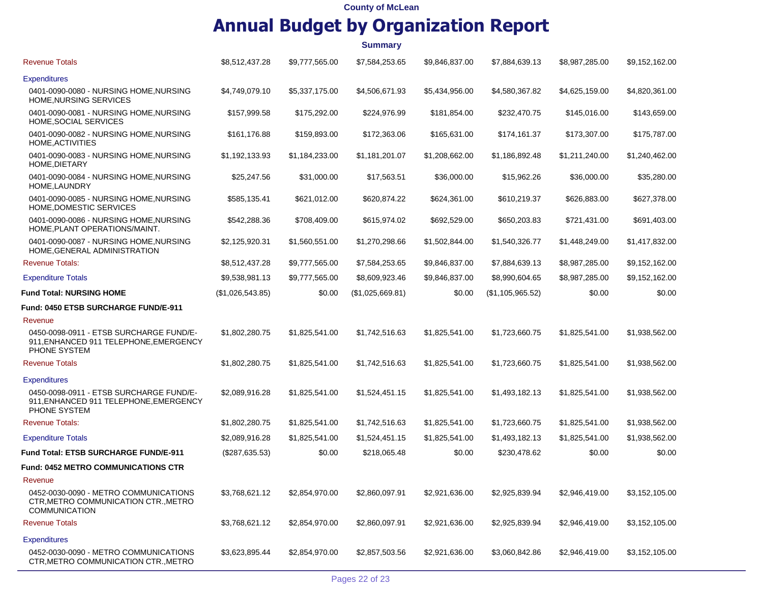County of McLean

# Annual Budget by Organization Report

**Summary**

| | | | | | | | |
|---|---|---|---|---|---|---|---|
| Revenue Totals | $8,512,437.28 | $9,777,565.00 | $7,584,253.65 | $9,846,837.00 | $7,884,639.13 | $8,987,285.00 | $9,152,162.00 |
| Expenditures | | | | | | | |
| 0401-0090-0080 - NURSING HOME,NURSING HOME,NURSING SERVICES | $4,749,079.10 | $5,337,175.00 | $4,506,671.93 | $5,434,956.00 | $4,580,367.82 | $4,625,159.00 | $4,820,361.00 |
| 0401-0090-0081 - NURSING HOME,NURSING HOME,SOCIAL SERVICES | $157,999.58 | $175,292.00 | $224,976.99 | $181,854.00 | $232,470.75 | $145,016.00 | $143,659.00 |
| 0401-0090-0082 - NURSING HOME,NURSING HOME,ACTIVITIES | $161,176.88 | $159,893.00 | $172,363.06 | $165,631.00 | $174,161.37 | $173,307.00 | $175,787.00 |
| 0401-0090-0083 - NURSING HOME,NURSING HOME,DIETARY | $1,192,133.93 | $1,184,233.00 | $1,181,201.07 | $1,208,662.00 | $1,186,892.48 | $1,211,240.00 | $1,240,462.00 |
| 0401-0090-0084 - NURSING HOME,NURSING HOME,LAUNDRY | $25,247.56 | $31,000.00 | $17,563.51 | $36,000.00 | $15,962.26 | $36,000.00 | $35,280.00 |
| 0401-0090-0085 - NURSING HOME,NURSING HOME,DOMESTIC SERVICES | $585,135.41 | $621,012.00 | $620,874.22 | $624,361.00 | $610,219.37 | $626,883.00 | $627,378.00 |
| 0401-0090-0086 - NURSING HOME,NURSING HOME,PLANT OPERATIONS/MAINT. | $542,288.36 | $708,409.00 | $615,974.02 | $692,529.00 | $650,203.83 | $721,431.00 | $691,403.00 |
| 0401-0090-0087 - NURSING HOME,NURSING HOME,GENERAL ADMINISTRATION | $2,125,920.31 | $1,560,551.00 | $1,270,298.66 | $1,502,844.00 | $1,540,326.77 | $1,448,249.00 | $1,417,832.00 |
| Revenue Totals: | $8,512,437.28 | $9,777,565.00 | $7,584,253.65 | $9,846,837.00 | $7,884,639.13 | $8,987,285.00 | $9,152,162.00 |
| Expenditure Totals | $9,538,981.13 | $9,777,565.00 | $8,609,923.46 | $9,846,837.00 | $8,990,604.65 | $8,987,285.00 | $9,152,162.00 |
| **Fund Total: NURSING HOME** | ($1,026,543.85) | $0.00 | ($1,025,669.81) | $0.00 | ($1,105,965.52) | $0.00 | $0.00 |
| **Fund: 0450 ETSB SURCHARGE FUND/E-911** | | | | | | | |
| Revenue | | | | | | | |
| 0450-0098-0911 - ETSB SURCHARGE FUND/E-911,ENHANCED 911 TELEPHONE,EMERGENCY PHONE SYSTEM | $1,802,280.75 | $1,825,541.00 | $1,742,516.63 | $1,825,541.00 | $1,723,660.75 | $1,825,541.00 | $1,938,562.00 |
| Revenue Totals | $1,802,280.75 | $1,825,541.00 | $1,742,516.63 | $1,825,541.00 | $1,723,660.75 | $1,825,541.00 | $1,938,562.00 |
| Expenditures | | | | | | | |
| 0450-0098-0911 - ETSB SURCHARGE FUND/E-911,ENHANCED 911 TELEPHONE,EMERGENCY PHONE SYSTEM | $2,089,916.28 | $1,825,541.00 | $1,524,451.15 | $1,825,541.00 | $1,493,182.13 | $1,825,541.00 | $1,938,562.00 |
| Revenue Totals: | $1,802,280.75 | $1,825,541.00 | $1,742,516.63 | $1,825,541.00 | $1,723,660.75 | $1,825,541.00 | $1,938,562.00 |
| Expenditure Totals | $2,089,916.28 | $1,825,541.00 | $1,524,451.15 | $1,825,541.00 | $1,493,182.13 | $1,825,541.00 | $1,938,562.00 |
| **Fund Total: ETSB SURCHARGE FUND/E-911** | ($287,635.53) | $0.00 | $218,065.48 | $0.00 | $230,478.62 | $0.00 | $0.00 |
| **Fund: 0452 METRO COMMUNICATIONS CTR** | | | | | | | |
| Revenue | | | | | | | |
| 0452-0030-0090 - METRO COMMUNICATIONS CTR,METRO COMMUNICATION CTR.,METRO COMMUNICATION | $3,768,621.12 | $2,854,970.00 | $2,860,097.91 | $2,921,636.00 | $2,925,839.94 | $2,946,419.00 | $3,152,105.00 |
| Revenue Totals | $3,768,621.12 | $2,854,970.00 | $2,860,097.91 | $2,921,636.00 | $2,925,839.94 | $2,946,419.00 | $3,152,105.00 |
| Expenditures | | | | | | | |
| 0452-0030-0090 - METRO COMMUNICATIONS CTR,METRO COMMUNICATION CTR.,METRO | $3,623,895.44 | $2,854,970.00 | $2,857,503.56 | $2,921,636.00 | $3,060,842.86 | $2,946,419.00 | $3,152,105.00 |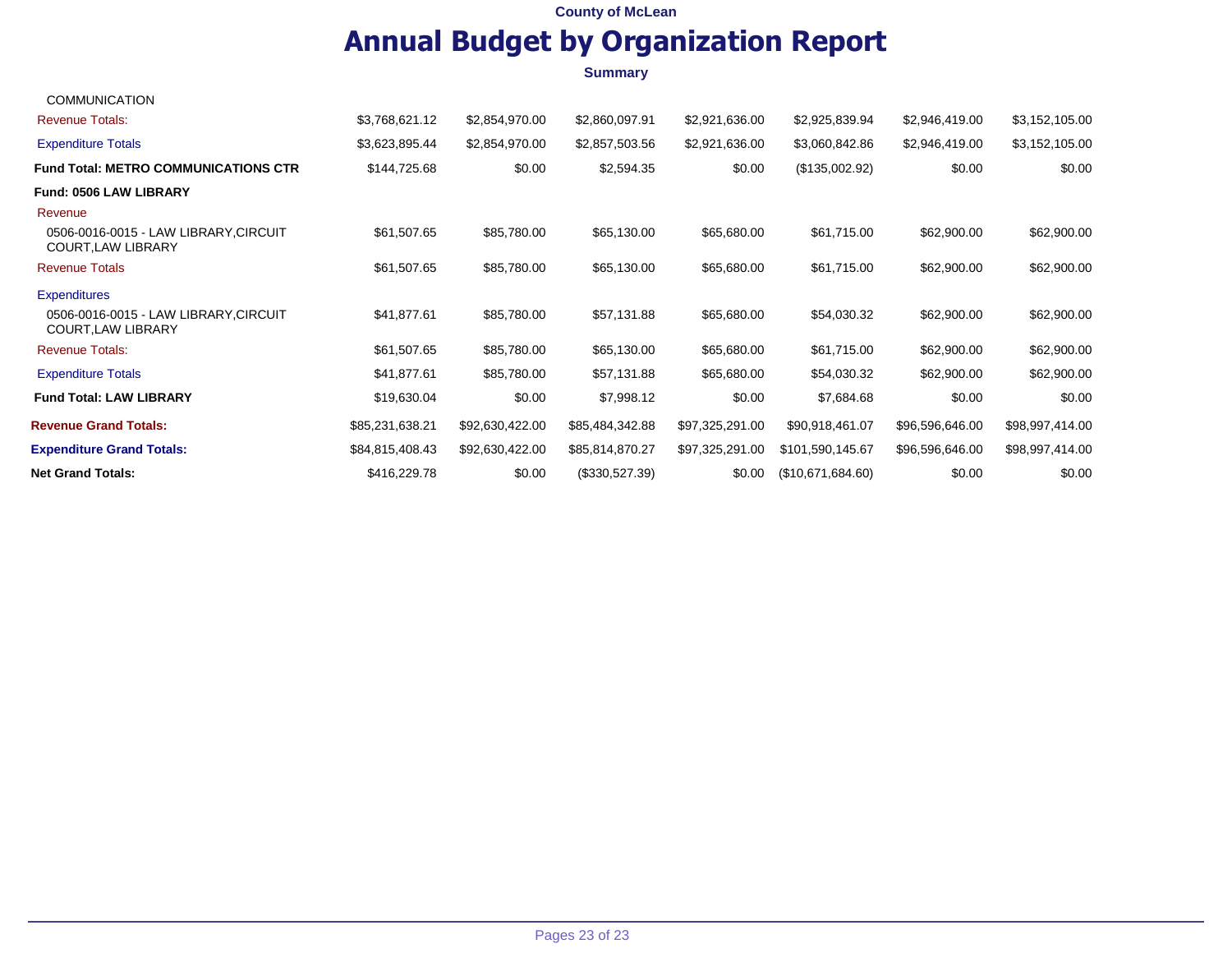County of McLean

# Annual Budget by Organization Report

**Summary**

| | | | | | | | |
|---|---|---|---|---|---|---|---|
| COMMUNICATION | | | | | | | |
| Revenue Totals: | $3,768,621.12 | $2,854,970.00 | $2,860,097.91 | $2,921,636.00 | $2,925,839.94 | $2,946,419.00 | $3,152,105.00 |
| Expenditure Totals | $3,623,895.44 | $2,854,970.00 | $2,857,503.56 | $2,921,636.00 | $3,060,842.86 | $2,946,419.00 | $3,152,105.00 |
| **Fund Total: METRO COMMUNICATIONS CTR** | $144,725.68 | $0.00 | $2,594.35 | $0.00 | ($135,002.92) | $0.00 | $0.00 |
| **Fund: 0506 LAW LIBRARY** | | | | | | | |
| Revenue | | | | | | | |
| 0506-0016-0015 - LAW LIBRARY,CIRCUIT COURT,LAW LIBRARY | $61,507.65 | $85,780.00 | $65,130.00 | $65,680.00 | $61,715.00 | $62,900.00 | $62,900.00 |
| Revenue Totals | $61,507.65 | $85,780.00 | $65,130.00 | $65,680.00 | $61,715.00 | $62,900.00 | $62,900.00 |
| Expenditures | | | | | | | |
| 0506-0016-0015 - LAW LIBRARY,CIRCUIT COURT,LAW LIBRARY | $41,877.61 | $85,780.00 | $57,131.88 | $65,680.00 | $54,030.32 | $62,900.00 | $62,900.00 |
| Revenue Totals: | $61,507.65 | $85,780.00 | $65,130.00 | $65,680.00 | $61,715.00 | $62,900.00 | $62,900.00 |
| Expenditure Totals | $41,877.61 | $85,780.00 | $57,131.88 | $65,680.00 | $54,030.32 | $62,900.00 | $62,900.00 |
| **Fund Total: LAW LIBRARY** | $19,630.04 | $0.00 | $7,998.12 | $0.00 | $7,684.68 | $0.00 | $0.00 |
| **Revenue Grand Totals:** | $85,231,638.21 | $92,630,422.00 | $85,484,342.88 | $97,325,291.00 | $90,918,461.07 | $96,596,646.00 | $98,997,414.00 |
| **Expenditure Grand Totals:** | $84,815,408.43 | $92,630,422.00 | $85,814,870.27 | $97,325,291.00 | $101,590,145.67 | $96,596,646.00 | $98,997,414.00 |
| **Net Grand Totals:** | $416,229.78 | $0.00 | ($330,527.39) | $0.00 | ($10,671,684.60) | $0.00 | $0.00 |